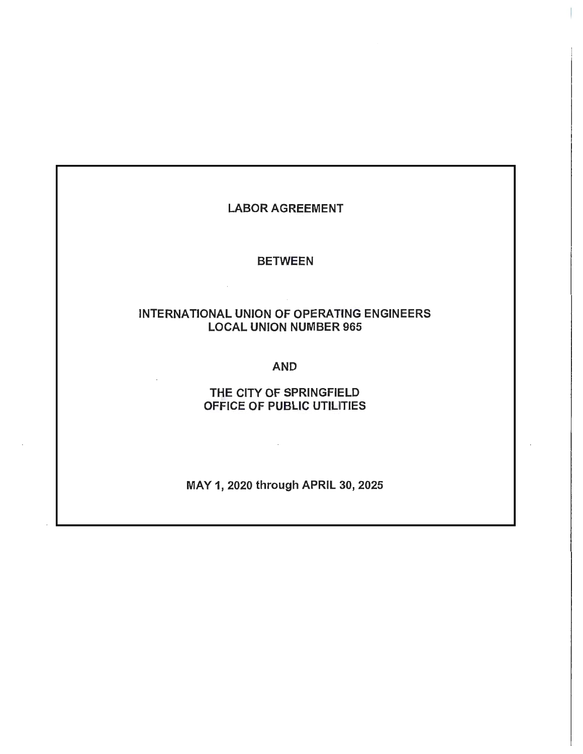# LABOR AGREEMENT

## BETWEEN

## INTERNATIONAL UNION OF OPERATING ENGINEERS LOCAL UNION NUMBER 965

## AND

## THE CITY OF SPRINGFIELD OFFICE OF PUBLIC UTILITIES

**MAY 1, 2020 through APRIL 30, 2025**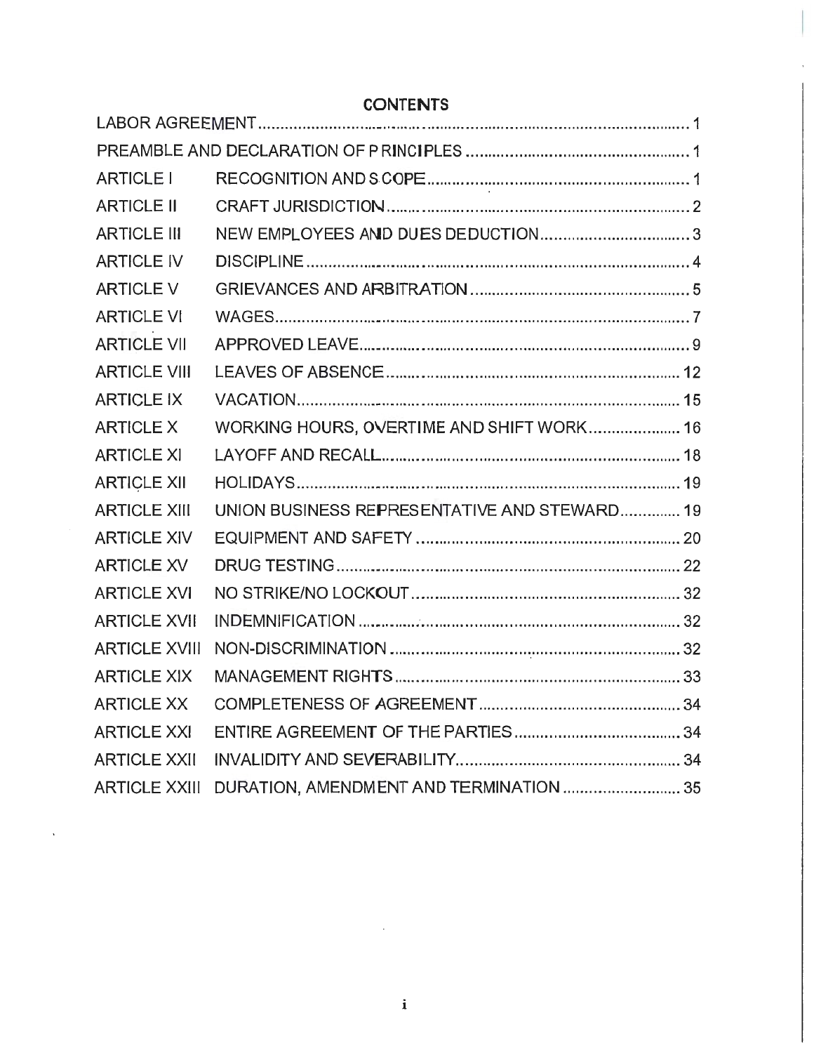# CONTENTS

| | | |
|---|---|---|
| LABOR AGREEMENT | | 1 |
| PREAMBLE AND DECLARATION OF PRINCIPLES | | 1 |
| ARTICLE I | RECOGNITION AND SCOPE | 1 |
| ARTICLE II | CRAFT JURISDICTION | 2 |
| ARTICLE III | NEW EMPLOYEES AND DUES DEDUCTION | 3 |
| ARTICLE IV | DISCIPLINE | 4 |
| ARTICLE V | GRIEVANCES AND ARBITRATION | 5 |
| ARTICLE VI | WAGES | 7 |
| ARTICLE VII | APPROVED LEAVE | 9 |
| ARTICLE VIII | LEAVES OF ABSENCE | 12 |
| ARTICLE IX | VACATION | 15 |
| ARTICLE X | WORKING HOURS, OVERTIME AND SHIFT WORK | 16 |
| ARTICLE XI | LAYOFF AND RECALL | 18 |
| ARTICLE XII | HOLIDAYS | 19 |
| ARTICLE XIII | UNION BUSINESS REPRESENTATIVE AND STEWARD | 19 |
| ARTICLE XIV | EQUIPMENT AND SAFETY | 20 |
| ARTICLE XV | DRUG TESTING | 22 |
| ARTICLE XVI | NO STRIKE/NO LOCKOUT | 32 |
| ARTICLE XVII | INDEMNIFICATION | 32 |
| ARTICLE XVIII | NON-DISCRIMINATION | 32 |
| ARTICLE XIX | MANAGEMENT RIGHTS | 33 |
| ARTICLE XX | COMPLETENESS OF AGREEMENT | 34 |
| ARTICLE XXI | ENTIRE AGREEMENT OF THE PARTIES | 34 |
| ARTICLE XXII | INVALIDITY AND SEVERABILITY | 34 |
| ARTICLE XXIII | DURATION, AMENDMENT AND TERMINATION | 35 |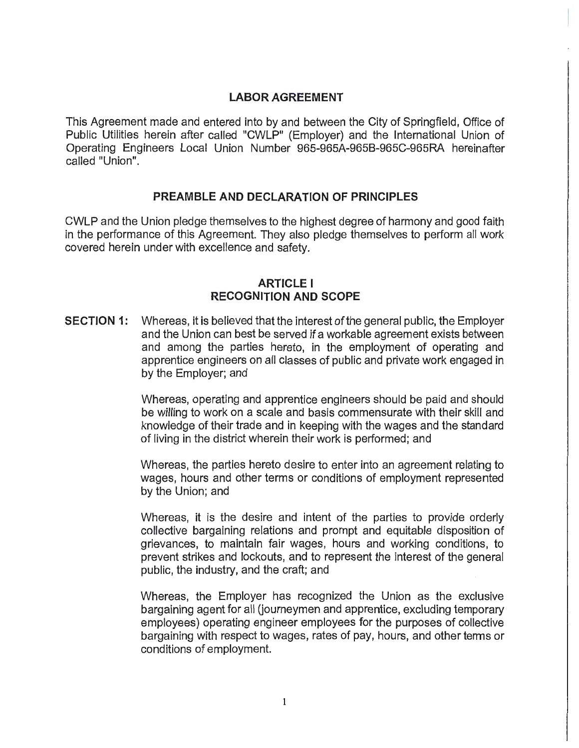# LABOR AGREEMENT

This Agreement made and entered into by and between the City of Springfield, Office of Public Utilities herein after called "CWLP" (Employer) and the International Union of Operating Engineers Local Union Number 965-965A-965B-965C-965RA hereinafter called "Union".

## PREAMBLE AND DECLARATION OF PRINCIPLES

CWLP and the Union pledge themselves to the highest degree of harmony and good faith in the performance of this Agreement. They also pledge themselves to perform all work covered herein under with excellence and safety.

## ARTICLE I
## RECOGNITION AND SCOPE

**SECTION 1:** Whereas, it is believed that the interest of the general public, the Employer and the Union can best be served if a workable agreement exists between and among the parties hereto, in the employment of operating and apprentice engineers on all classes of public and private work engaged in by the Employer; and

Whereas, operating and apprentice engineers should be paid and should be willing to work on a scale and basis commensurate with their skill and knowledge of their trade and in keeping with the wages and the standard of living in the district wherein their work is performed; and

Whereas, the parties hereto desire to enter into an agreement relating to wages, hours and other terms or conditions of employment represented by the Union; and

Whereas, it is the desire and intent of the parties to provide orderly collective bargaining relations and prompt and equitable disposition of grievances, to maintain fair wages, hours and working conditions, to prevent strikes and lockouts, and to represent the interest of the general public, the industry, and the craft; and

Whereas, the Employer has recognized the Union as the exclusive bargaining agent for all (journeymen and apprentice, excluding temporary employees) operating engineer employees for the purposes of collective bargaining with respect to wages, rates of pay, hours, and other terms or conditions of employment.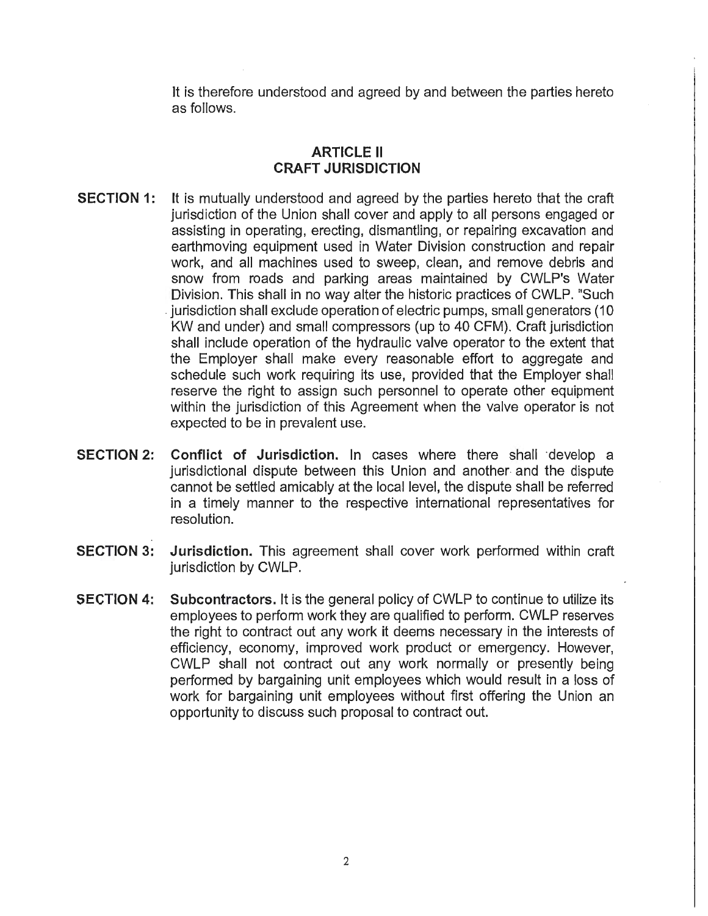It is therefore understood and agreed by and between the parties hereto as follows.

## ARTICLE II
## CRAFT JURISDICTION

**SECTION 1:** It is mutually understood and agreed by the parties hereto that the craft jurisdiction of the Union shall cover and apply to all persons engaged or assisting in operating, erecting, dismantling, or repairing excavation and earthmoving equipment used in Water Division construction and repair work, and all machines used to sweep, clean, and remove debris and snow from roads and parking areas maintained by CWLP's Water Division. This shall in no way alter the historic practices of CWLP. "Such jurisdiction shall exclude operation of electric pumps, small generators (10 KW and under) and small compressors (up to 40 CFM). Craft jurisdiction shall include operation of the hydraulic valve operator to the extent that the Employer shall make every reasonable effort to aggregate and schedule such work requiring its use, provided that the Employer shall reserve the right to assign such personnel to operate other equipment within the jurisdiction of this Agreement when the valve operator is not expected to be in prevalent use.

**SECTION 2:** **Conflict of Jurisdiction.** In cases where there shall develop a jurisdictional dispute between this Union and another and the dispute cannot be settled amicably at the local level, the dispute shall be referred in a timely manner to the respective international representatives for resolution.

**SECTION 3:** **Jurisdiction.** This agreement shall cover work performed within craft jurisdiction by CWLP.

**SECTION 4:** **Subcontractors.** It is the general policy of CWLP to continue to utilize its employees to perform work they are qualified to perform. CWLP reserves the right to contract out any work it deems necessary in the interests of efficiency, economy, improved work product or emergency. However, CWLP shall not contract out any work normally or presently being performed by bargaining unit employees which would result in a loss of work for bargaining unit employees without first offering the Union an opportunity to discuss such proposal to contract out.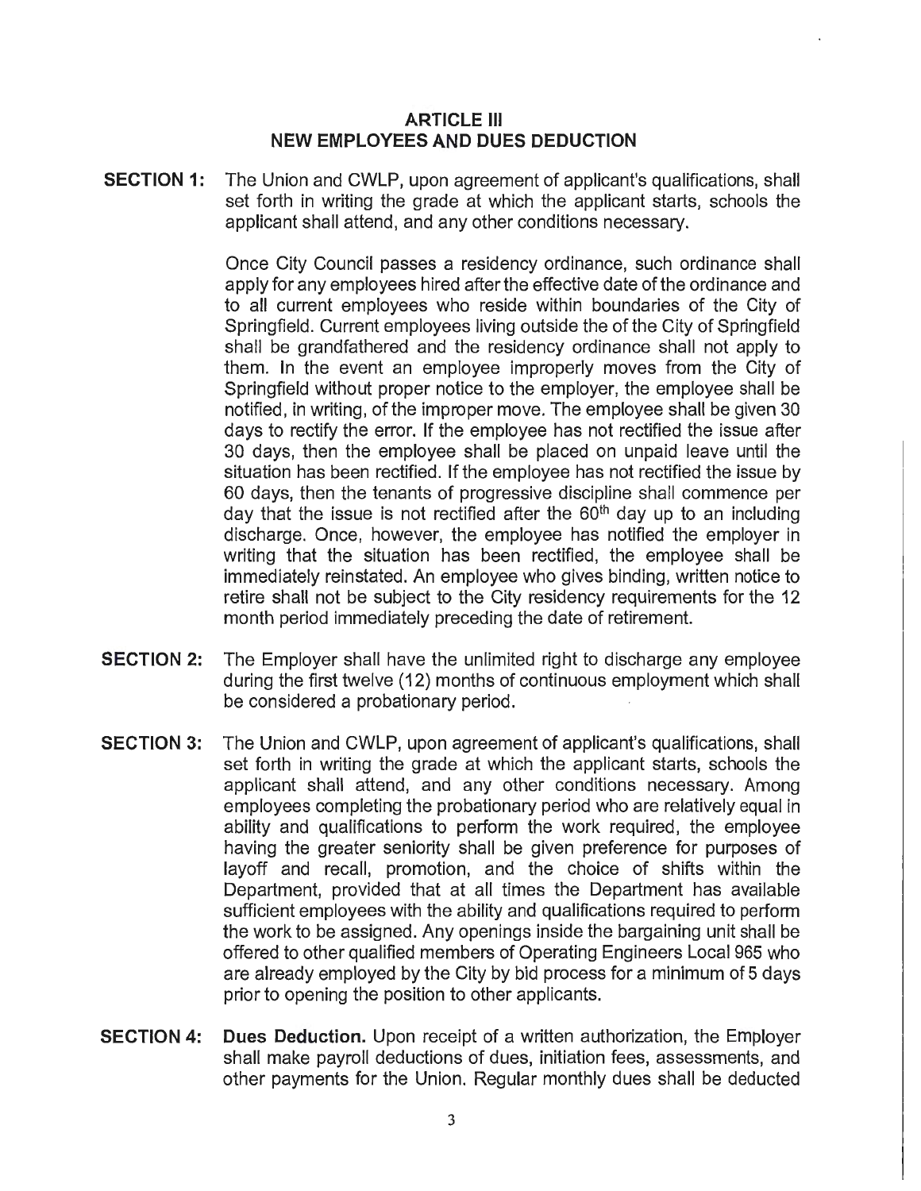## ARTICLE III
## NEW EMPLOYEES AND DUES DEDUCTION

**SECTION 1:** The Union and CWLP, upon agreement of applicant's qualifications, shall set forth in writing the grade at which the applicant starts, schools the applicant shall attend, and any other conditions necessary.

Once City Council passes a residency ordinance, such ordinance shall apply for any employees hired after the effective date of the ordinance and to all current employees who reside within boundaries of the City of Springfield. Current employees living outside the of the City of Springfield shall be grandfathered and the residency ordinance shall not apply to them. In the event an employee improperly moves from the City of Springfield without proper notice to the employer, the employee shall be notified, in writing, of the improper move. The employee shall be given 30 days to rectify the error. If the employee has not rectified the issue after 30 days, then the employee shall be placed on unpaid leave until the situation has been rectified. If the employee has not rectified the issue by 60 days, then the tenants of progressive discipline shall commence per day that the issue is not rectified after the 60th day up to an including discharge. Once, however, the employee has notified the employer in writing that the situation has been rectified, the employee shall be immediately reinstated. An employee who gives binding, written notice to retire shall not be subject to the City residency requirements for the 12 month period immediately preceding the date of retirement.

**SECTION 2:** The Employer shall have the unlimited right to discharge any employee during the first twelve (12) months of continuous employment which shall be considered a probationary period.

**SECTION 3:** The Union and CWLP, upon agreement of applicant's qualifications, shall set forth in writing the grade at which the applicant starts, schools the applicant shall attend, and any other conditions necessary. Among employees completing the probationary period who are relatively equal in ability and qualifications to perform the work required, the employee having the greater seniority shall be given preference for purposes of layoff and recall, promotion, and the choice of shifts within the Department, provided that at all times the Department has available sufficient employees with the ability and qualifications required to perform the work to be assigned. Any openings inside the bargaining unit shall be offered to other qualified members of Operating Engineers Local 965 who are already employed by the City by bid process for a minimum of 5 days prior to opening the position to other applicants.

**SECTION 4:** **Dues Deduction.** Upon receipt of a written authorization, the Employer shall make payroll deductions of dues, initiation fees, assessments, and other payments for the Union. Regular monthly dues shall be deducted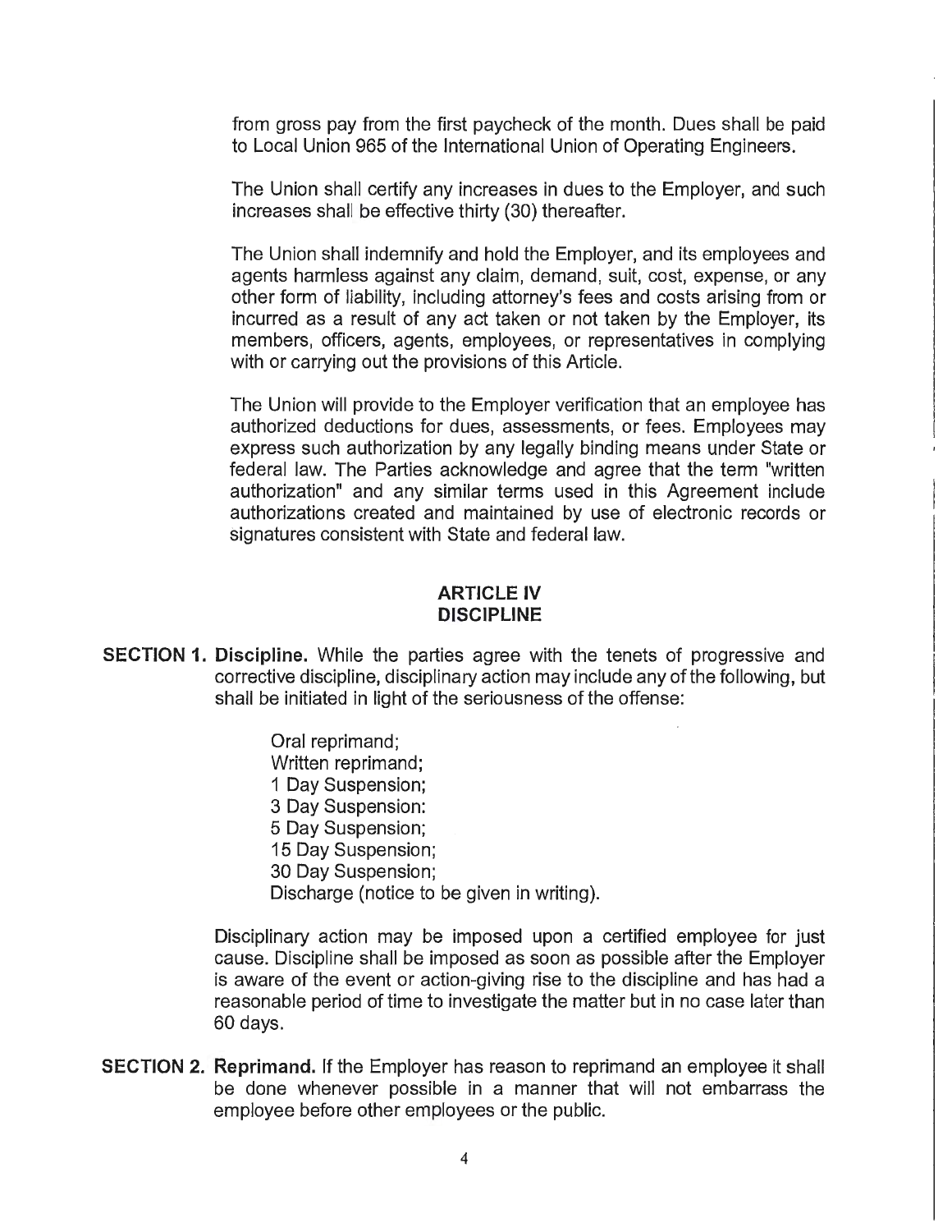from gross pay from the first paycheck of the month. Dues shall be paid to Local Union 965 of the International Union of Operating Engineers.

The Union shall certify any increases in dues to the Employer, and such increases shall be effective thirty (30) thereafter.

The Union shall indemnify and hold the Employer, and its employees and agents harmless against any claim, demand, suit, cost, expense, or any other form of liability, including attorney's fees and costs arising from or incurred as a result of any act taken or not taken by the Employer, its members, officers, agents, employees, or representatives in complying with or carrying out the provisions of this Article.

The Union will provide to the Employer verification that an employee has authorized deductions for dues, assessments, or fees. Employees may express such authorization by any legally binding means under State or federal law. The Parties acknowledge and agree that the term "written authorization" and any similar terms used in this Agreement include authorizations created and maintained by use of electronic records or signatures consistent with State and federal law.

## ARTICLE IV
## DISCIPLINE

**SECTION 1. Discipline.** While the parties agree with the tenets of progressive and corrective discipline, disciplinary action may include any of the following, but shall be initiated in light of the seriousness of the offense:

Oral reprimand;
Written reprimand;
1 Day Suspension;
3 Day Suspension:
5 Day Suspension;
15 Day Suspension;
30 Day Suspension;
Discharge (notice to be given in writing).

Disciplinary action may be imposed upon a certified employee for just cause. Discipline shall be imposed as soon as possible after the Employer is aware of the event or action-giving rise to the discipline and has had a reasonable period of time to investigate the matter but in no case later than 60 days.

**SECTION 2. Reprimand.** If the Employer has reason to reprimand an employee it shall be done whenever possible in a manner that will not embarrass the employee before other employees or the public.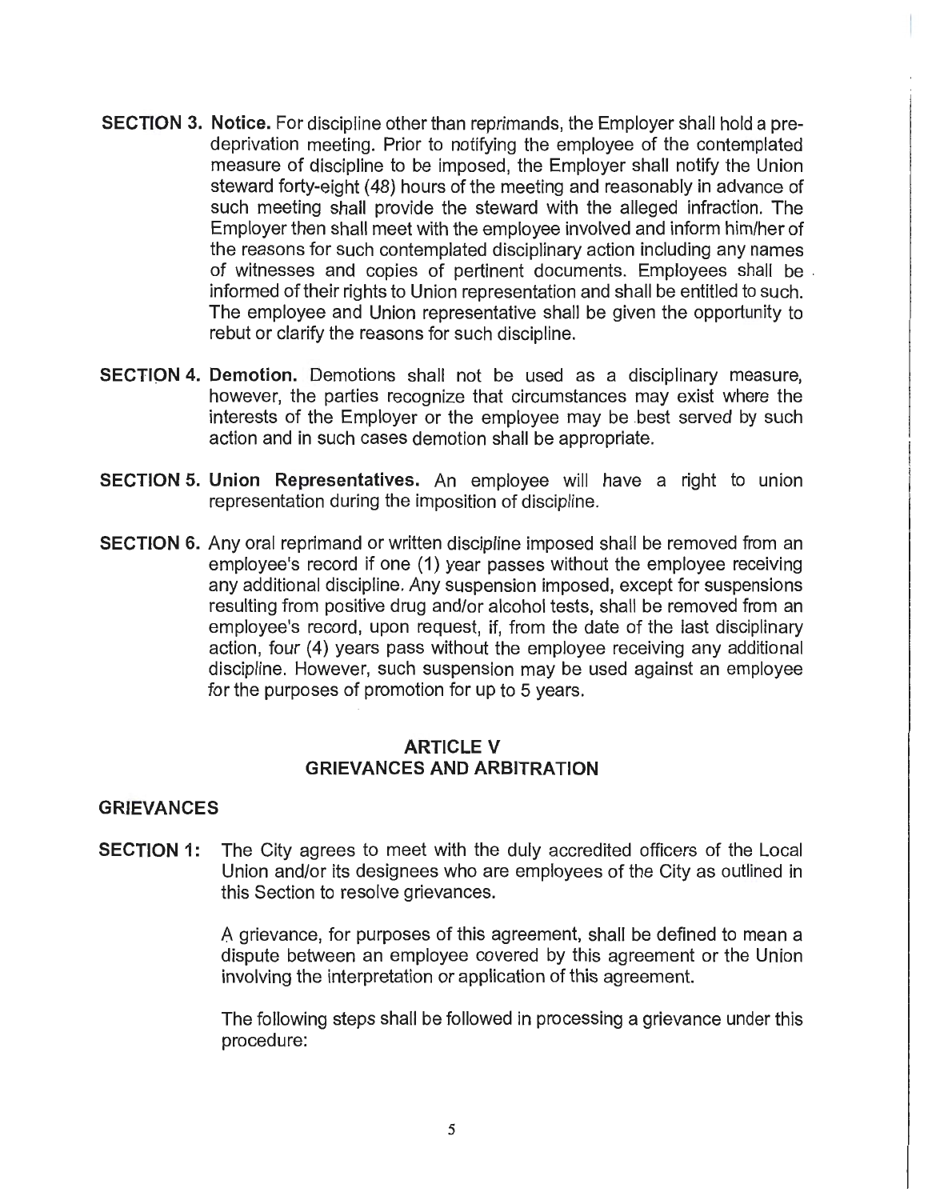**SECTION 3. Notice.** For discipline other than reprimands, the Employer shall hold a pre-deprivation meeting. Prior to notifying the employee of the contemplated measure of discipline to be imposed, the Employer shall notify the Union steward forty-eight (48) hours of the meeting and reasonably in advance of such meeting shall provide the steward with the alleged infraction. The Employer then shall meet with the employee involved and inform him/her of the reasons for such contemplated disciplinary action including any names of witnesses and copies of pertinent documents. Employees shall be informed of their rights to Union representation and shall be entitled to such. The employee and Union representative shall be given the opportunity to rebut or clarify the reasons for such discipline.

**SECTION 4. Demotion.** Demotions shall not be used as a disciplinary measure, however, the parties recognize that circumstances may exist where the interests of the Employer or the employee may be best served by such action and in such cases demotion shall be appropriate.

**SECTION 5. Union Representatives.** An employee will have a right to union representation during the imposition of discipline.

**SECTION 6.** Any oral reprimand or written discipline imposed shall be removed from an employee's record if one (1) year passes without the employee receiving any additional discipline. Any suspension imposed, except for suspensions resulting from positive drug and/or alcohol tests, shall be removed from an employee's record, upon request, if, from the date of the last disciplinary action, four (4) years pass without the employee receiving any additional discipline. However, such suspension may be used against an employee for the purposes of promotion for up to 5 years.

## ARTICLE V
## GRIEVANCES AND ARBITRATION

### GRIEVANCES

**SECTION 1:** The City agrees to meet with the duly accredited officers of the Local Union and/or its designees who are employees of the City as outlined in this Section to resolve grievances.

A grievance, for purposes of this agreement, shall be defined to mean a dispute between an employee covered by this agreement or the Union involving the interpretation or application of this agreement.

The following steps shall be followed in processing a grievance under this procedure: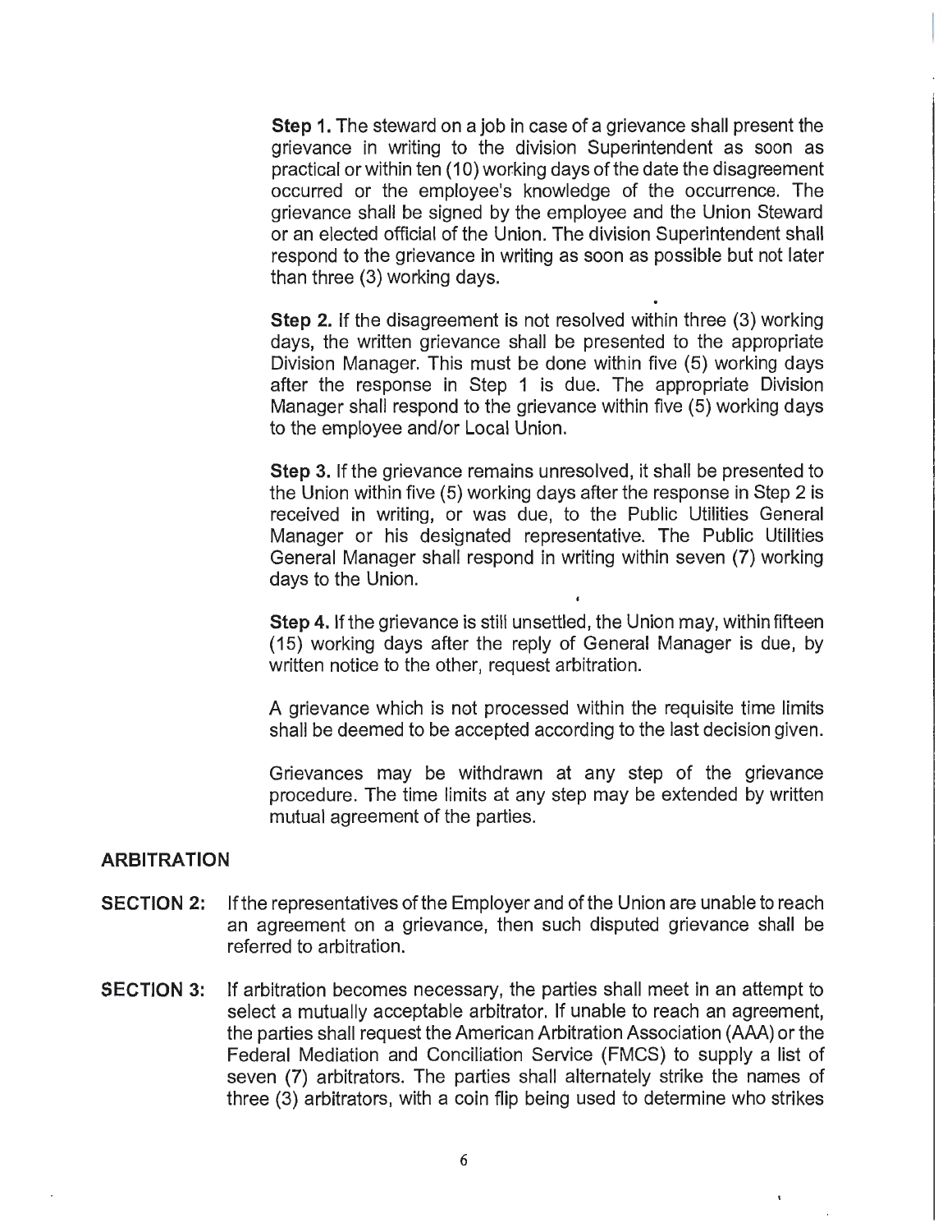**Step 1.** The steward on a job in case of a grievance shall present the grievance in writing to the division Superintendent as soon as practical or within ten (10) working days of the date the disagreement occurred or the employee's knowledge of the occurrence. The grievance shall be signed by the employee and the Union Steward or an elected official of the Union. The division Superintendent shall respond to the grievance in writing as soon as possible but not later than three (3) working days.

**Step 2.** If the disagreement is not resolved within three (3) working days, the written grievance shall be presented to the appropriate Division Manager. This must be done within five (5) working days after the response in Step 1 is due. The appropriate Division Manager shall respond to the grievance within five (5) working days to the employee and/or Local Union.

**Step 3.** If the grievance remains unresolved, it shall be presented to the Union within five (5) working days after the response in Step 2 is received in writing, or was due, to the Public Utilities General Manager or his designated representative. The Public Utilities General Manager shall respond in writing within seven (7) working days to the Union.

**Step 4.** If the grievance is still unsettled, the Union may, within fifteen (15) working days after the reply of General Manager is due, by written notice to the other, request arbitration.

A grievance which is not processed within the requisite time limits shall be deemed to be accepted according to the last decision given.

Grievances may be withdrawn at any step of the grievance procedure. The time limits at any step may be extended by written mutual agreement of the parties.

## ARBITRATION

**SECTION 2:** If the representatives of the Employer and of the Union are unable to reach an agreement on a grievance, then such disputed grievance shall be referred to arbitration.

**SECTION 3:** If arbitration becomes necessary, the parties shall meet in an attempt to select a mutually acceptable arbitrator. If unable to reach an agreement, the parties shall request the American Arbitration Association (AAA) or the Federal Mediation and Conciliation Service (FMCS) to supply a list of seven (7) arbitrators. The parties shall alternately strike the names of three (3) arbitrators, with a coin flip being used to determine who strikes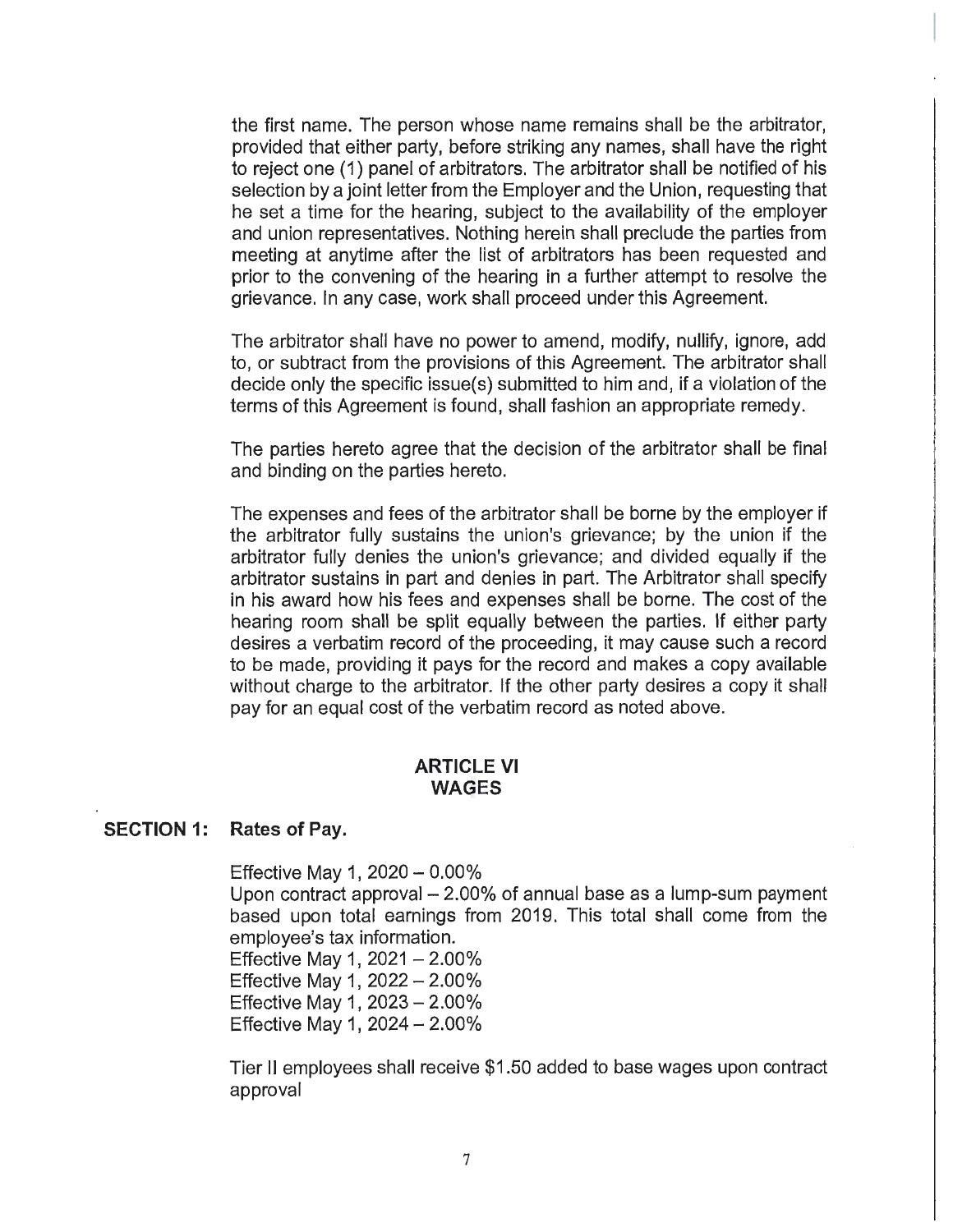the first name. The person whose name remains shall be the arbitrator, provided that either party, before striking any names, shall have the right to reject one (1) panel of arbitrators. The arbitrator shall be notified of his selection by a joint letter from the Employer and the Union, requesting that he set a time for the hearing, subject to the availability of the employer and union representatives. Nothing herein shall preclude the parties from meeting at anytime after the list of arbitrators has been requested and prior to the convening of the hearing in a further attempt to resolve the grievance. In any case, work shall proceed under this Agreement.

The arbitrator shall have no power to amend, modify, nullify, ignore, add to, or subtract from the provisions of this Agreement. The arbitrator shall decide only the specific issue(s) submitted to him and, if a violation of the terms of this Agreement is found, shall fashion an appropriate remedy.

The parties hereto agree that the decision of the arbitrator shall be final and binding on the parties hereto.

The expenses and fees of the arbitrator shall be borne by the employer if the arbitrator fully sustains the union's grievance; by the union if the arbitrator fully denies the union's grievance; and divided equally if the arbitrator sustains in part and denies in part. The Arbitrator shall specify in his award how his fees and expenses shall be borne. The cost of the hearing room shall be split equally between the parties. If either party desires a verbatim record of the proceeding, it may cause such a record to be made, providing it pays for the record and makes a copy available without charge to the arbitrator. If the other party desires a copy it shall pay for an equal cost of the verbatim record as noted above.

## ARTICLE VI
## WAGES

**SECTION 1: Rates of Pay.**

Effective May 1, 2020 – 0.00%
Upon contract approval – 2.00% of annual base as a lump-sum payment based upon total earnings from 2019. This total shall come from the employee's tax information.
Effective May 1, 2021 – 2.00%
Effective May 1, 2022 – 2.00%
Effective May 1, 2023 – 2.00%
Effective May 1, 2024 – 2.00%

Tier II employees shall receive $1.50 added to base wages upon contract approval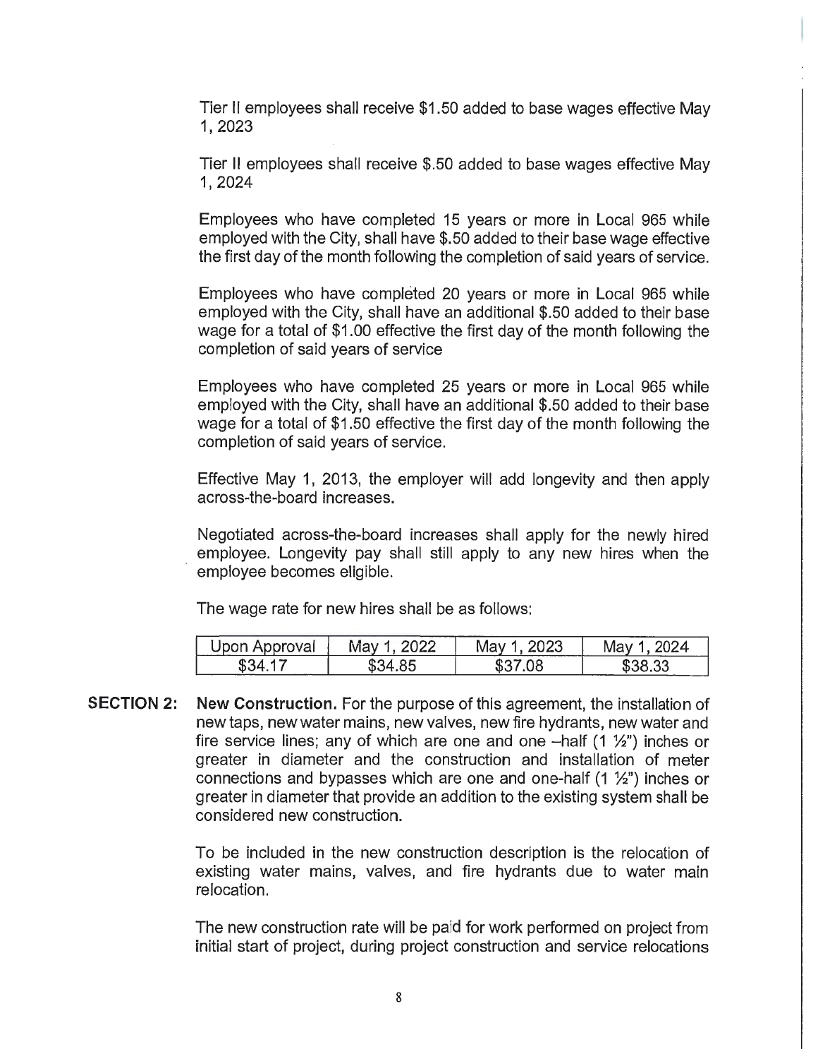Tier II employees shall receive $1.50 added to base wages effective May 1, 2023

Tier II employees shall receive $.50 added to base wages effective May 1, 2024

Employees who have completed 15 years or more in Local 965 while employed with the City, shall have $.50 added to their base wage effective the first day of the month following the completion of said years of service.

Employees who have completed 20 years or more in Local 965 while employed with the City, shall have an additional $.50 added to their base wage for a total of $1.00 effective the first day of the month following the completion of said years of service

Employees who have completed 25 years or more in Local 965 while employed with the City, shall have an additional $.50 added to their base wage for a total of $1.50 effective the first day of the month following the completion of said years of service.

Effective May 1, 2013, the employer will add longevity and then apply across-the-board increases.

Negotiated across-the-board increases shall apply for the newly hired employee. Longevity pay shall still apply to any new hires when the employee becomes eligible.

The wage rate for new hires shall be as follows:

| Upon Approval | May 1, 2022 | May 1, 2023 | May 1, 2024 |
|---|---|---|---|
| $34.17 | $34.85 | $37.08 | $38.33 |

**SECTION 2: New Construction.** For the purpose of this agreement, the installation of new taps, new water mains, new valves, new fire hydrants, new water and fire service lines; any of which are one and one –half (1 ½") inches or greater in diameter and the construction and installation of meter connections and bypasses which are one and one-half (1 ½") inches or greater in diameter that provide an addition to the existing system shall be considered new construction.

To be included in the new construction description is the relocation of existing water mains, valves, and fire hydrants due to water main relocation.

The new construction rate will be paid for work performed on project from initial start of project, during project construction and service relocations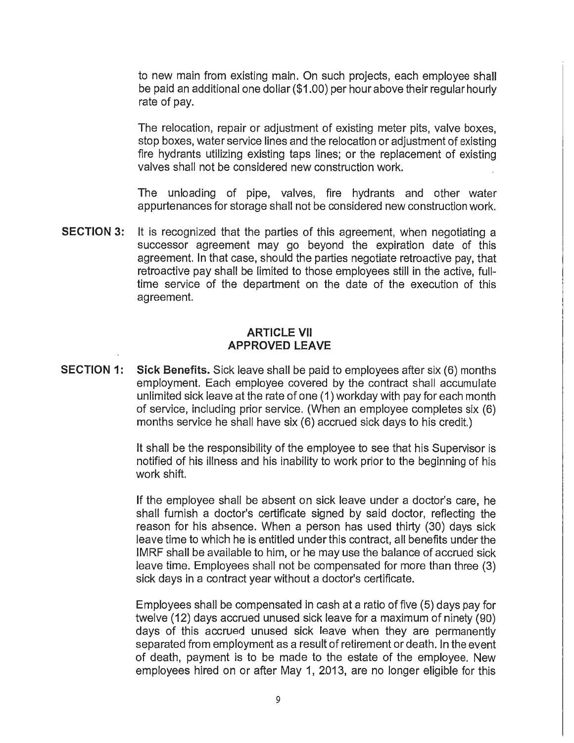to new main from existing main. On such projects, each employee shall be paid an additional one dollar ($1.00) per hour above their regular hourly rate of pay.

The relocation, repair or adjustment of existing meter pits, valve boxes, stop boxes, water service lines and the relocation or adjustment of existing fire hydrants utilizing existing taps lines; or the replacement of existing valves shall not be considered new construction work.

The unloading of pipe, valves, fire hydrants and other water appurtenances for storage shall not be considered new construction work.

**SECTION 3:** It is recognized that the parties of this agreement, when negotiating a successor agreement may go beyond the expiration date of this agreement. In that case, should the parties negotiate retroactive pay, that retroactive pay shall be limited to those employees still in the active, full-time service of the department on the date of the execution of this agreement.

## ARTICLE VII
## APPROVED LEAVE

**SECTION 1:** **Sick Benefits.** Sick leave shall be paid to employees after six (6) months employment. Each employee covered by the contract shall accumulate unlimited sick leave at the rate of one (1) workday with pay for each month of service, including prior service. (When an employee completes six (6) months service he shall have six (6) accrued sick days to his credit.)

It shall be the responsibility of the employee to see that his Supervisor is notified of his illness and his inability to work prior to the beginning of his work shift.

If the employee shall be absent on sick leave under a doctor's care, he shall furnish a doctor's certificate signed by said doctor, reflecting the reason for his absence. When a person has used thirty (30) days sick leave time to which he is entitled under this contract, all benefits under the IMRF shall be available to him, or he may use the balance of accrued sick leave time. Employees shall not be compensated for more than three (3) sick days in a contract year without a doctor's certificate.

Employees shall be compensated in cash at a ratio of five (5) days pay for twelve (12) days accrued unused sick leave for a maximum of ninety (90) days of this accrued unused sick leave when they are permanently separated from employment as a result of retirement or death. In the event of death, payment is to be made to the estate of the employee. New employees hired on or after May 1, 2013, are no longer eligible for this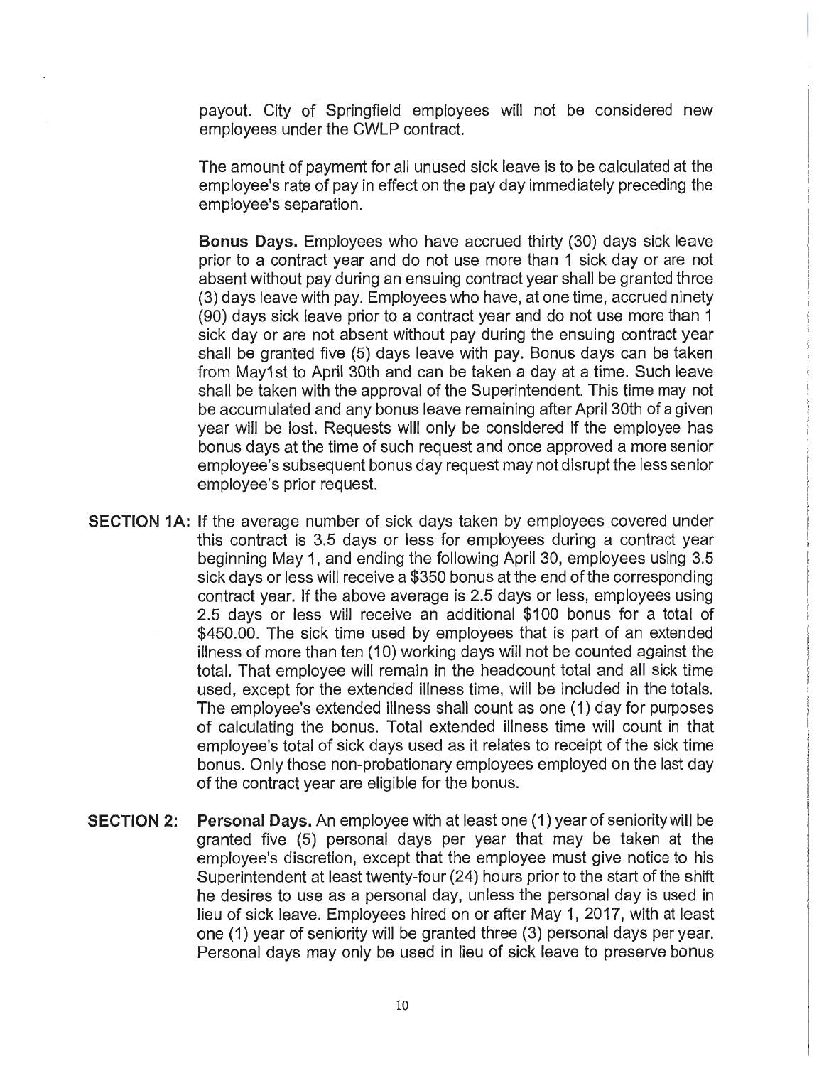payout. City of Springfield employees will not be considered new employees under the CWLP contract.

The amount of payment for all unused sick leave is to be calculated at the employee's rate of pay in effect on the pay day immediately preceding the employee's separation.

**Bonus Days.** Employees who have accrued thirty (30) days sick leave prior to a contract year and do not use more than 1 sick day or are not absent without pay during an ensuing contract year shall be granted three (3) days leave with pay. Employees who have, at one time, accrued ninety (90) days sick leave prior to a contract year and do not use more than 1 sick day or are not absent without pay during the ensuing contract year shall be granted five (5) days leave with pay. Bonus days can be taken from May1st to April 30th and can be taken a day at a time. Such leave shall be taken with the approval of the Superintendent. This time may not be accumulated and any bonus leave remaining after April 30th of a given year will be lost. Requests will only be considered if the employee has bonus days at the time of such request and once approved a more senior employee's subsequent bonus day request may not disrupt the less senior employee's prior request.

**SECTION 1A:** If the average number of sick days taken by employees covered under this contract is 3.5 days or less for employees during a contract year beginning May 1, and ending the following April 30, employees using 3.5 sick days or less will receive a $350 bonus at the end of the corresponding contract year. If the above average is 2.5 days or less, employees using 2.5 days or less will receive an additional $100 bonus for a total of $450.00. The sick time used by employees that is part of an extended illness of more than ten (10) working days will not be counted against the total. That employee will remain in the headcount total and all sick time used, except for the extended illness time, will be included in the totals. The employee's extended illness shall count as one (1) day for purposes of calculating the bonus. Total extended illness time will count in that employee's total of sick days used as it relates to receipt of the sick time bonus. Only those non-probationary employees employed on the last day of the contract year are eligible for the bonus.

**SECTION 2:** **Personal Days.** An employee with at least one (1) year of seniority will be granted five (5) personal days per year that may be taken at the employee's discretion, except that the employee must give notice to his Superintendent at least twenty-four (24) hours prior to the start of the shift he desires to use as a personal day, unless the personal day is used in lieu of sick leave. Employees hired on or after May 1, 2017, with at least one (1) year of seniority will be granted three (3) personal days per year. Personal days may only be used in lieu of sick leave to preserve bonus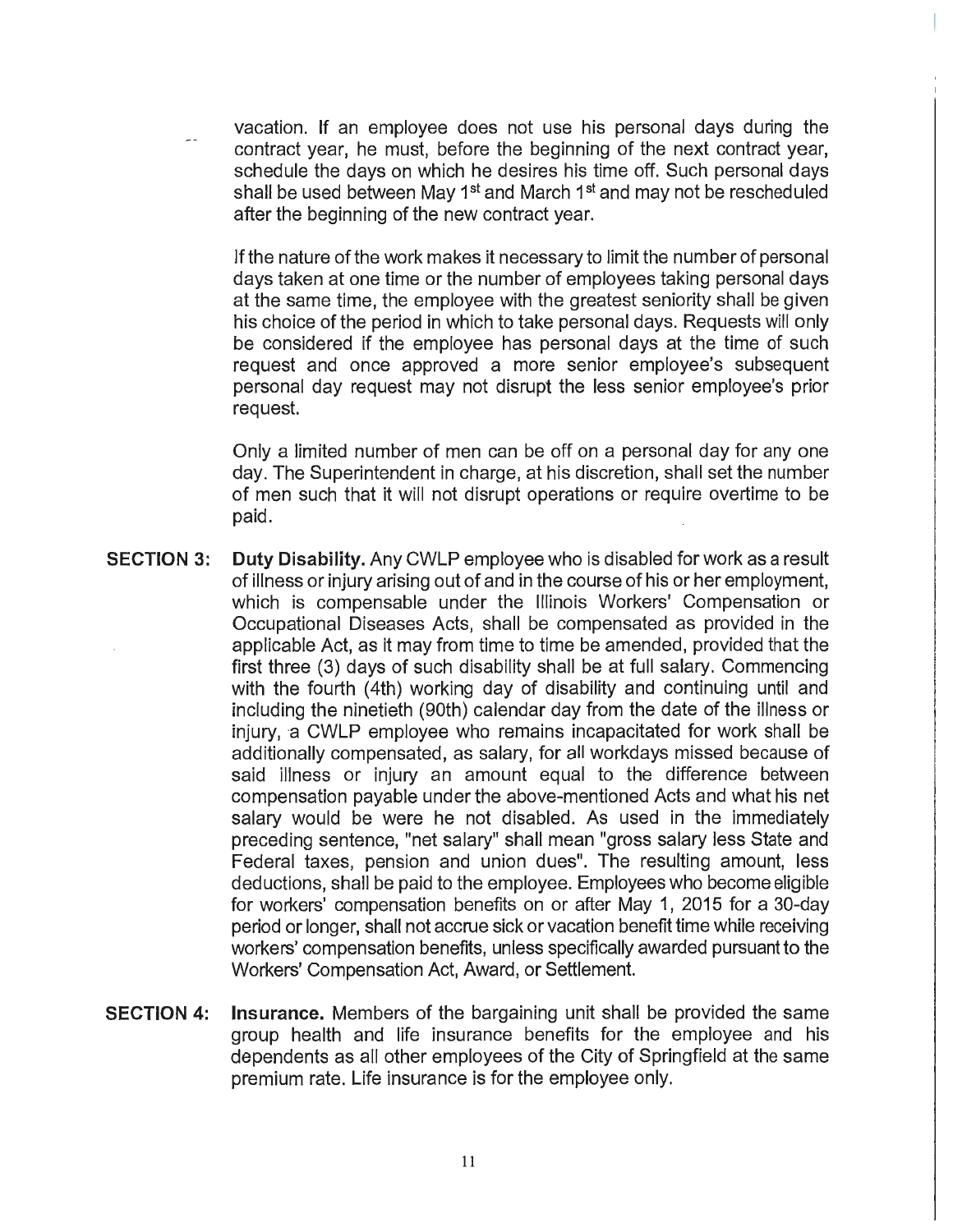vacation. If an employee does not use his personal days during the contract year, he must, before the beginning of the next contract year, schedule the days on which he desires his time off. Such personal days shall be used between May 1st and March 1st and may not be rescheduled after the beginning of the new contract year.

If the nature of the work makes it necessary to limit the number of personal days taken at one time or the number of employees taking personal days at the same time, the employee with the greatest seniority shall be given his choice of the period in which to take personal days. Requests will only be considered if the employee has personal days at the time of such request and once approved a more senior employee's subsequent personal day request may not disrupt the less senior employee's prior request.

Only a limited number of men can be off on a personal day for any one day. The Superintendent in charge, at his discretion, shall set the number of men such that it will not disrupt operations or require overtime to be paid.

**SECTION 3: Duty Disability.** Any CWLP employee who is disabled for work as a result of illness or injury arising out of and in the course of his or her employment, which is compensable under the Illinois Workers' Compensation or Occupational Diseases Acts, shall be compensated as provided in the applicable Act, as it may from time to time be amended, provided that the first three (3) days of such disability shall be at full salary. Commencing with the fourth (4th) working day of disability and continuing until and including the ninetieth (90th) calendar day from the date of the illness or injury, a CWLP employee who remains incapacitated for work shall be additionally compensated, as salary, for all workdays missed because of said illness or injury an amount equal to the difference between compensation payable under the above-mentioned Acts and what his net salary would be were he not disabled. As used in the immediately preceding sentence, "net salary" shall mean "gross salary less State and Federal taxes, pension and union dues". The resulting amount, less deductions, shall be paid to the employee. Employees who become eligible for workers' compensation benefits on or after May 1, 2015 for a 30-day period or longer, shall not accrue sick or vacation benefit time while receiving workers' compensation benefits, unless specifically awarded pursuant to the Workers' Compensation Act, Award, or Settlement.

**SECTION 4: Insurance.** Members of the bargaining unit shall be provided the same group health and life insurance benefits for the employee and his dependents as all other employees of the City of Springfield at the same premium rate. Life insurance is for the employee only.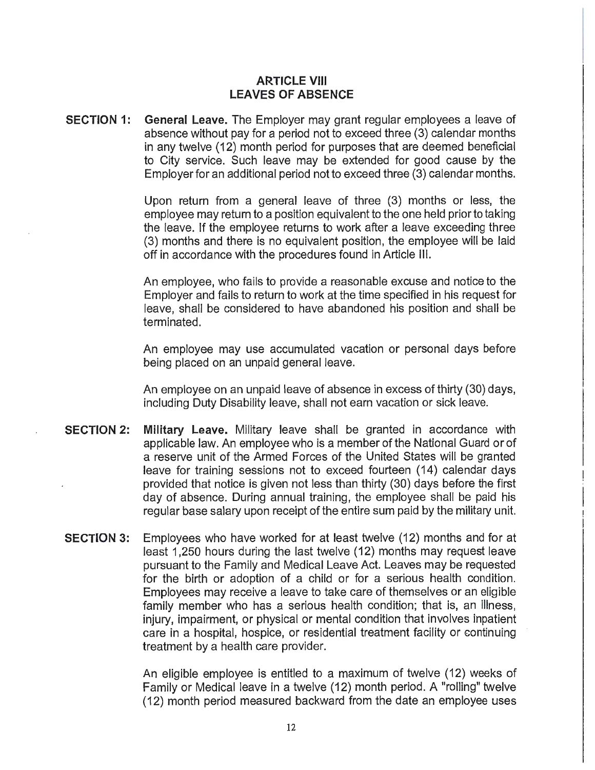## ARTICLE VIII
## LEAVES OF ABSENCE

**SECTION 1: General Leave.** The Employer may grant regular employees a leave of absence without pay for a period not to exceed three (3) calendar months in any twelve (12) month period for purposes that are deemed beneficial to City service. Such leave may be extended for good cause by the Employer for an additional period not to exceed three (3) calendar months.

Upon return from a general leave of three (3) months or less, the employee may return to a position equivalent to the one held prior to taking the leave. If the employee returns to work after a leave exceeding three (3) months and there is no equivalent position, the employee will be laid off in accordance with the procedures found in Article III.

An employee, who fails to provide a reasonable excuse and notice to the Employer and fails to return to work at the time specified in his request for leave, shall be considered to have abandoned his position and shall be terminated.

An employee may use accumulated vacation or personal days before being placed on an unpaid general leave.

An employee on an unpaid leave of absence in excess of thirty (30) days, including Duty Disability leave, shall not earn vacation or sick leave.

**SECTION 2: Military Leave.** Military leave shall be granted in accordance with applicable law. An employee who is a member of the National Guard or of a reserve unit of the Armed Forces of the United States will be granted leave for training sessions not to exceed fourteen (14) calendar days provided that notice is given not less than thirty (30) days before the first day of absence. During annual training, the employee shall be paid his regular base salary upon receipt of the entire sum paid by the military unit.

**SECTION 3:** Employees who have worked for at least twelve (12) months and for at least 1,250 hours during the last twelve (12) months may request leave pursuant to the Family and Medical Leave Act. Leaves may be requested for the birth or adoption of a child or for a serious health condition. Employees may receive a leave to take care of themselves or an eligible family member who has a serious health condition; that is, an illness, injury, impairment, or physical or mental condition that involves inpatient care in a hospital, hospice, or residential treatment facility or continuing treatment by a health care provider.

An eligible employee is entitled to a maximum of twelve (12) weeks of Family or Medical leave in a twelve (12) month period. A "rolling" twelve (12) month period measured backward from the date an employee uses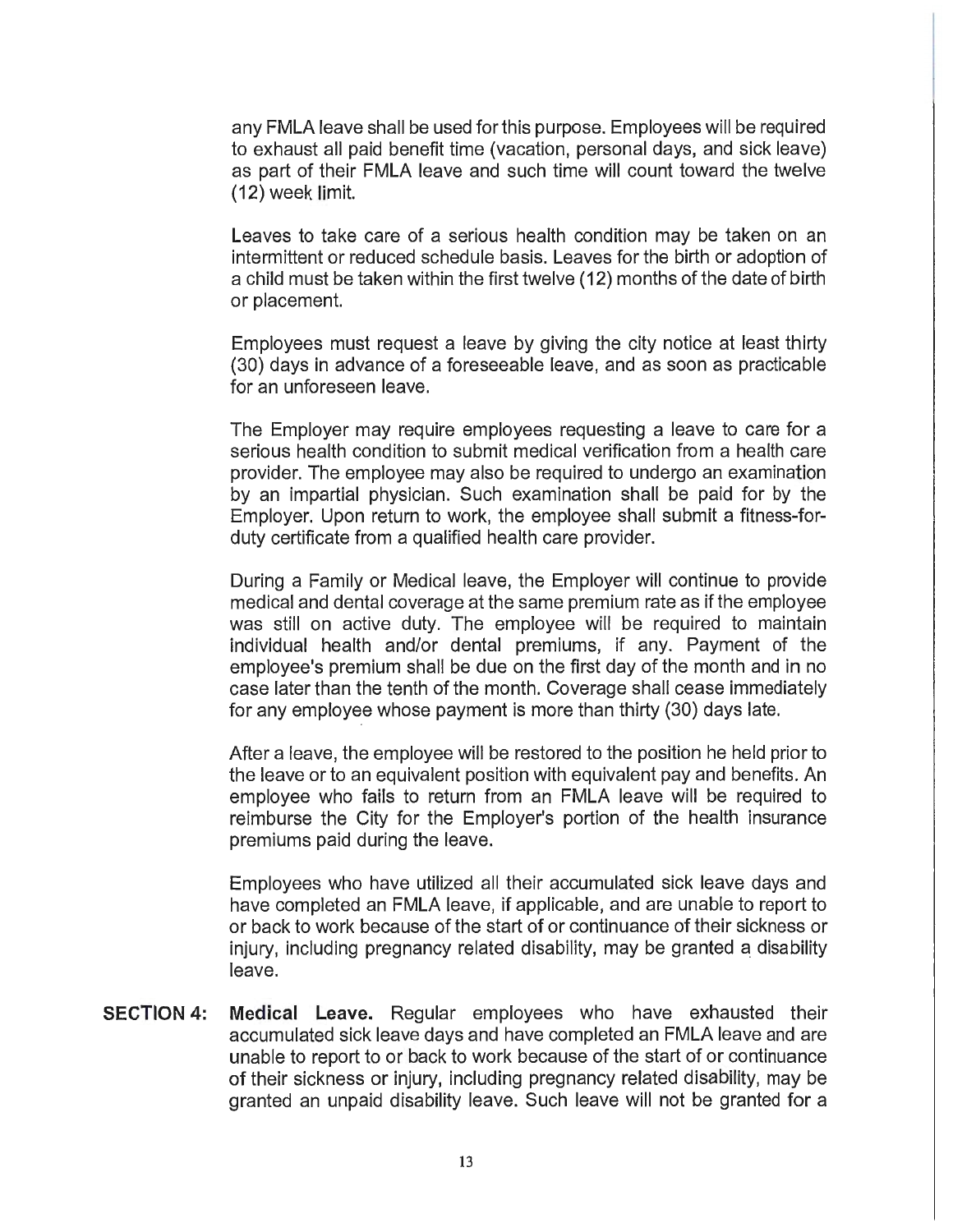any FMLA leave shall be used for this purpose. Employees will be required to exhaust all paid benefit time (vacation, personal days, and sick leave) as part of their FMLA leave and such time will count toward the twelve (12) week limit.

Leaves to take care of a serious health condition may be taken on an intermittent or reduced schedule basis. Leaves for the birth or adoption of a child must be taken within the first twelve (12) months of the date of birth or placement.

Employees must request a leave by giving the city notice at least thirty (30) days in advance of a foreseeable leave, and as soon as practicable for an unforeseen leave.

The Employer may require employees requesting a leave to care for a serious health condition to submit medical verification from a health care provider. The employee may also be required to undergo an examination by an impartial physician. Such examination shall be paid for by the Employer. Upon return to work, the employee shall submit a fitness-for-duty certificate from a qualified health care provider.

During a Family or Medical leave, the Employer will continue to provide medical and dental coverage at the same premium rate as if the employee was still on active duty. The employee will be required to maintain individual health and/or dental premiums, if any. Payment of the employee's premium shall be due on the first day of the month and in no case later than the tenth of the month. Coverage shall cease immediately for any employee whose payment is more than thirty (30) days late.

After a leave, the employee will be restored to the position he held prior to the leave or to an equivalent position with equivalent pay and benefits. An employee who fails to return from an FMLA leave will be required to reimburse the City for the Employer's portion of the health insurance premiums paid during the leave.

Employees who have utilized all their accumulated sick leave days and have completed an FMLA leave, if applicable, and are unable to report to or back to work because of the start of or continuance of their sickness or injury, including pregnancy related disability, may be granted a disability leave.

**SECTION 4: Medical Leave.** Regular employees who have exhausted their accumulated sick leave days and have completed an FMLA leave and are unable to report to or back to work because of the start of or continuance of their sickness or injury, including pregnancy related disability, may be granted an unpaid disability leave. Such leave will not be granted for a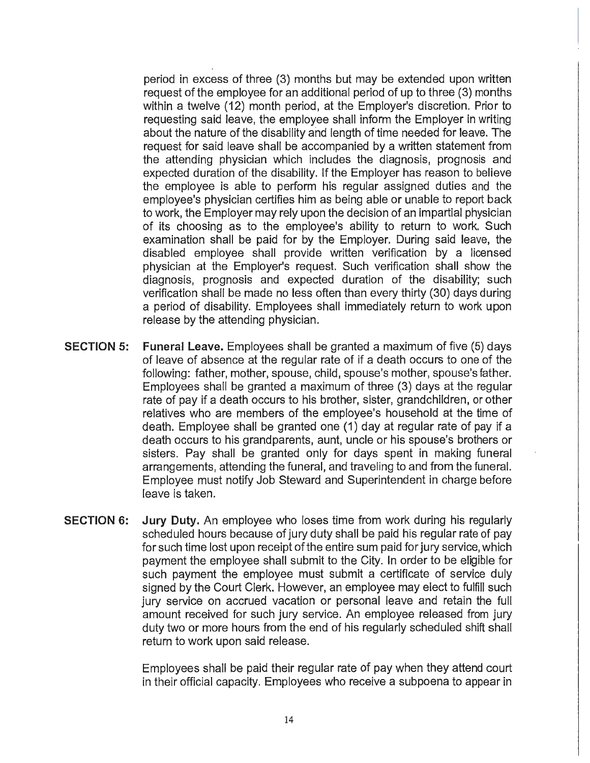period in excess of three (3) months but may be extended upon written request of the employee for an additional period of up to three (3) months within a twelve (12) month period, at the Employer's discretion. Prior to requesting said leave, the employee shall inform the Employer in writing about the nature of the disability and length of time needed for leave. The request for said leave shall be accompanied by a written statement from the attending physician which includes the diagnosis, prognosis and expected duration of the disability. If the Employer has reason to believe the employee is able to perform his regular assigned duties and the employee's physician certifies him as being able or unable to report back to work, the Employer may rely upon the decision of an impartial physician of its choosing as to the employee's ability to return to work. Such examination shall be paid for by the Employer. During said leave, the disabled employee shall provide written verification by a licensed physician at the Employer's request. Such verification shall show the diagnosis, prognosis and expected duration of the disability; such verification shall be made no less often than every thirty (30) days during a period of disability. Employees shall immediately return to work upon release by the attending physician.

**SECTION 5:** **Funeral Leave.** Employees shall be granted a maximum of five (5) days of leave of absence at the regular rate of if a death occurs to one of the following: father, mother, spouse, child, spouse's mother, spouse's father. Employees shall be granted a maximum of three (3) days at the regular rate of pay if a death occurs to his brother, sister, grandchildren, or other relatives who are members of the employee's household at the time of death. Employee shall be granted one (1) day at regular rate of pay if a death occurs to his grandparents, aunt, uncle or his spouse's brothers or sisters. Pay shall be granted only for days spent in making funeral arrangements, attending the funeral, and traveling to and from the funeral. Employee must notify Job Steward and Superintendent in charge before leave is taken.

**SECTION 6:** **Jury Duty.** An employee who loses time from work during his regularly scheduled hours because of jury duty shall be paid his regular rate of pay for such time lost upon receipt of the entire sum paid for jury service, which payment the employee shall submit to the City. In order to be eligible for such payment the employee must submit a certificate of service duly signed by the Court Clerk. However, an employee may elect to fulfill such jury service on accrued vacation or personal leave and retain the full amount received for such jury service. An employee released from jury duty two or more hours from the end of his regularly scheduled shift shall return to work upon said release.

Employees shall be paid their regular rate of pay when they attend court in their official capacity. Employees who receive a subpoena to appear in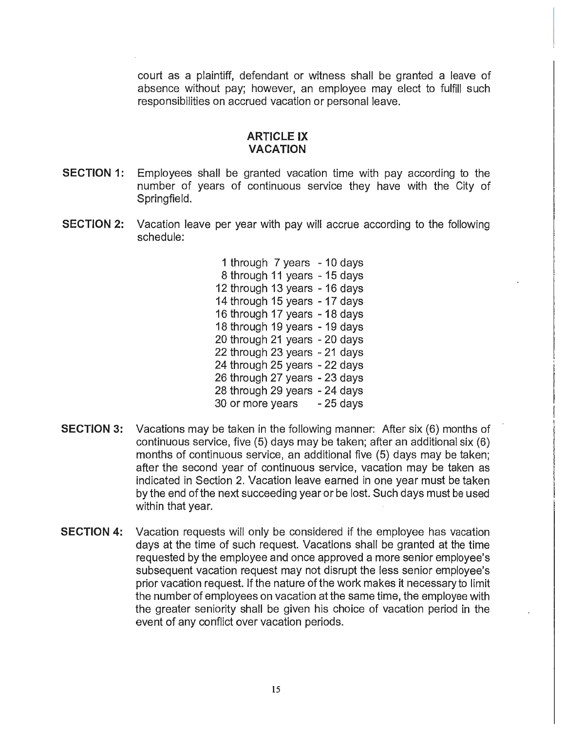court as a plaintiff, defendant or witness shall be granted a leave of absence without pay; however, an employee may elect to fulfill such responsibilities on accrued vacation or personal leave.

## ARTICLE IX
## VACATION

**SECTION 1:** Employees shall be granted vacation time with pay according to the number of years of continuous service they have with the City of Springfield.

**SECTION 2:** Vacation leave per year with pay will accrue according to the following schedule:

| Years of Service | Vacation |
|---|---|
| 1 through 7 years | 10 days |
| 8 through 11 years | 15 days |
| 12 through 13 years | 16 days |
| 14 through 15 years | 17 days |
| 16 through 17 years | 18 days |
| 18 through 19 years | 19 days |
| 20 through 21 years | 20 days |
| 22 through 23 years | 21 days |
| 24 through 25 years | 22 days |
| 26 through 27 years | 23 days |
| 28 through 29 years | 24 days |
| 30 or more years | 25 days |

**SECTION 3:** Vacations may be taken in the following manner: After six (6) months of continuous service, five (5) days may be taken; after an additional six (6) months of continuous service, an additional five (5) days may be taken; after the second year of continuous service, vacation may be taken as indicated in Section 2. Vacation leave earned in one year must be taken by the end of the next succeeding year or be lost. Such days must be used within that year.

**SECTION 4:** Vacation requests will only be considered if the employee has vacation days at the time of such request. Vacations shall be granted at the time requested by the employee and once approved a more senior employee's subsequent vacation request may not disrupt the less senior employee's prior vacation request. If the nature of the work makes it necessary to limit the number of employees on vacation at the same time, the employee with the greater seniority shall be given his choice of vacation period in the event of any conflict over vacation periods.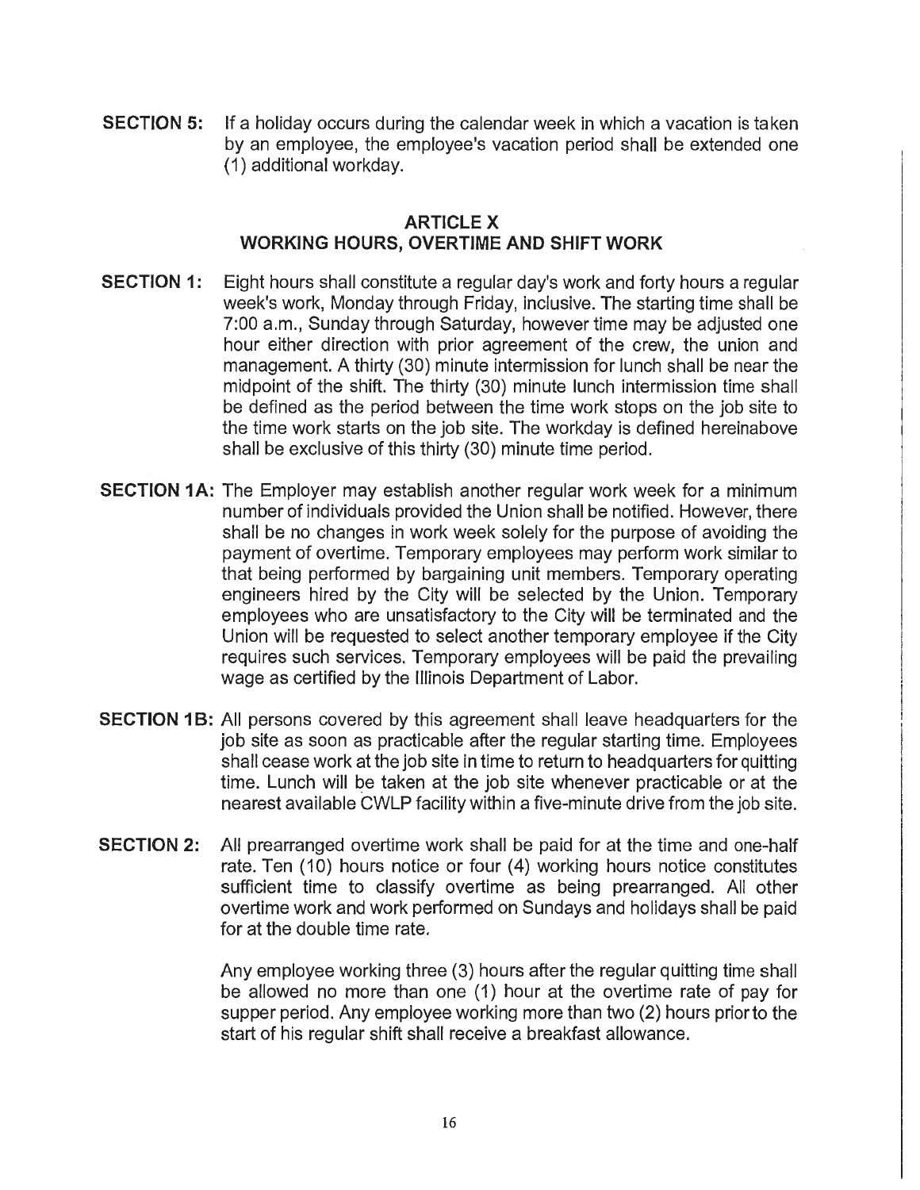**SECTION 5:** If a holiday occurs during the calendar week in which a vacation is taken by an employee, the employee's vacation period shall be extended one (1) additional workday.

## ARTICLE X
## WORKING HOURS, OVERTIME AND SHIFT WORK

**SECTION 1:** Eight hours shall constitute a regular day's work and forty hours a regular week's work, Monday through Friday, inclusive. The starting time shall be 7:00 a.m., Sunday through Saturday, however time may be adjusted one hour either direction with prior agreement of the crew, the union and management. A thirty (30) minute intermission for lunch shall be near the midpoint of the shift. The thirty (30) minute lunch intermission time shall be defined as the period between the time work stops on the job site to the time work starts on the job site. The workday is defined hereinabove shall be exclusive of this thirty (30) minute time period.

**SECTION 1A:** The Employer may establish another regular work week for a minimum number of individuals provided the Union shall be notified. However, there shall be no changes in work week solely for the purpose of avoiding the payment of overtime. Temporary employees may perform work similar to that being performed by bargaining unit members. Temporary operating engineers hired by the City will be selected by the Union. Temporary employees who are unsatisfactory to the City will be terminated and the Union will be requested to select another temporary employee if the City requires such services. Temporary employees will be paid the prevailing wage as certified by the Illinois Department of Labor.

**SECTION 1B:** All persons covered by this agreement shall leave headquarters for the job site as soon as practicable after the regular starting time. Employees shall cease work at the job site in time to return to headquarters for quitting time. Lunch will be taken at the job site whenever practicable or at the nearest available CWLP facility within a five-minute drive from the job site.

**SECTION 2:** All prearranged overtime work shall be paid for at the time and one-half rate. Ten (10) hours notice or four (4) working hours notice constitutes sufficient time to classify overtime as being prearranged. All other overtime work and work performed on Sundays and holidays shall be paid for at the double time rate.

Any employee working three (3) hours after the regular quitting time shall be allowed no more than one (1) hour at the overtime rate of pay for supper period. Any employee working more than two (2) hours prior to the start of his regular shift shall receive a breakfast allowance.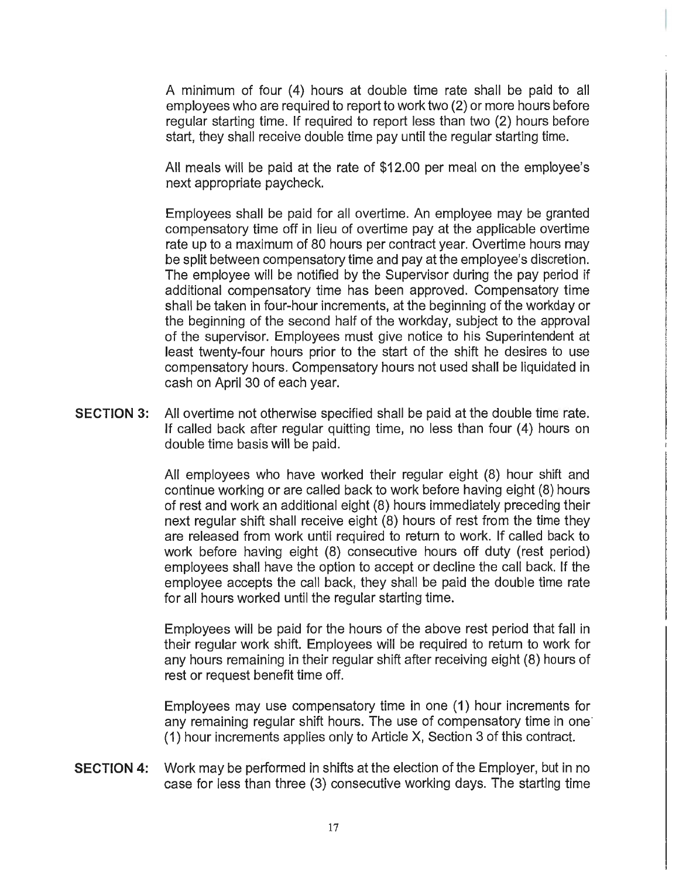A minimum of four (4) hours at double time rate shall be paid to all employees who are required to report to work two (2) or more hours before regular starting time. If required to report less than two (2) hours before start, they shall receive double time pay until the regular starting time.

All meals will be paid at the rate of $12.00 per meal on the employee's next appropriate paycheck.

Employees shall be paid for all overtime. An employee may be granted compensatory time off in lieu of overtime pay at the applicable overtime rate up to a maximum of 80 hours per contract year. Overtime hours may be split between compensatory time and pay at the employee's discretion. The employee will be notified by the Supervisor during the pay period if additional compensatory time has been approved. Compensatory time shall be taken in four-hour increments, at the beginning of the workday or the beginning of the second half of the workday, subject to the approval of the supervisor. Employees must give notice to his Superintendent at least twenty-four hours prior to the start of the shift he desires to use compensatory hours. Compensatory hours not used shall be liquidated in cash on April 30 of each year.

**SECTION 3:** All overtime not otherwise specified shall be paid at the double time rate. If called back after regular quitting time, no less than four (4) hours on double time basis will be paid.

All employees who have worked their regular eight (8) hour shift and continue working or are called back to work before having eight (8) hours of rest and work an additional eight (8) hours immediately preceding their next regular shift shall receive eight (8) hours of rest from the time they are released from work until required to return to work. If called back to work before having eight (8) consecutive hours off duty (rest period) employees shall have the option to accept or decline the call back. If the employee accepts the call back, they shall be paid the double time rate for all hours worked until the regular starting time.

Employees will be paid for the hours of the above rest period that fall in their regular work shift. Employees will be required to return to work for any hours remaining in their regular shift after receiving eight (8) hours of rest or request benefit time off.

Employees may use compensatory time in one (1) hour increments for any remaining regular shift hours. The use of compensatory time in one (1) hour increments applies only to Article X, Section 3 of this contract.

**SECTION 4:** Work may be performed in shifts at the election of the Employer, but in no case for less than three (3) consecutive working days. The starting time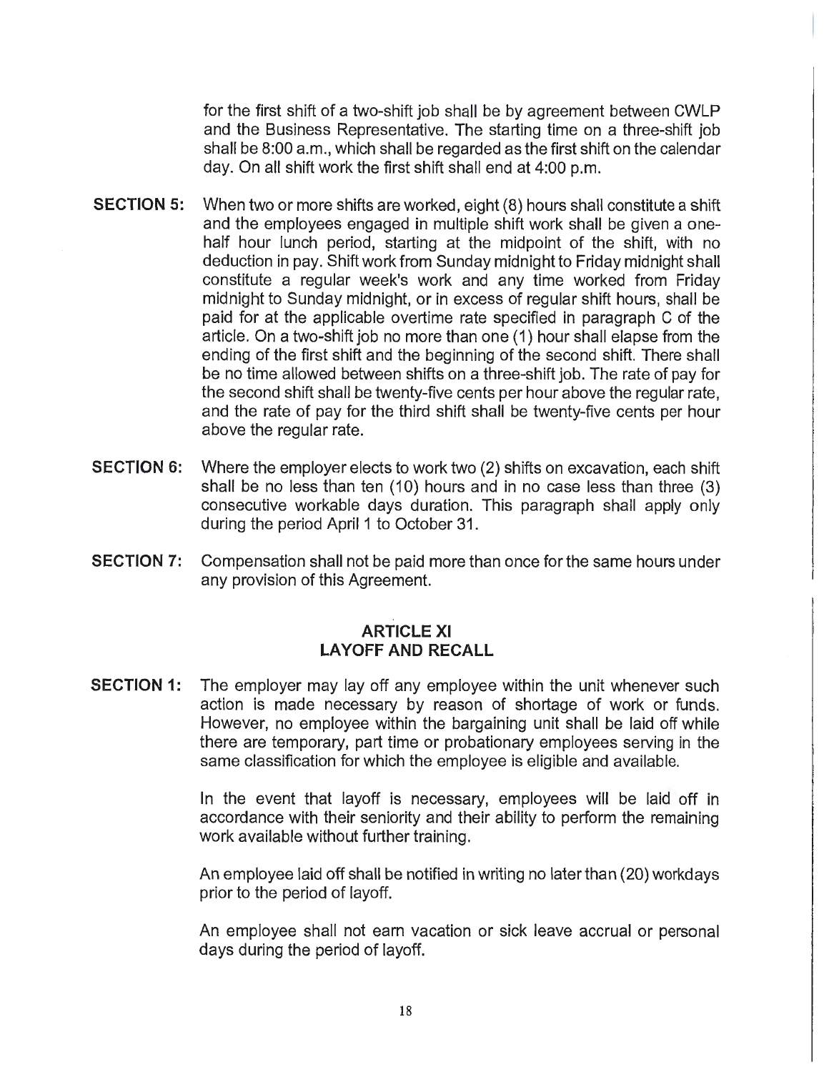for the first shift of a two-shift job shall be by agreement between CWLP and the Business Representative. The starting time on a three-shift job shall be 8:00 a.m., which shall be regarded as the first shift on the calendar day. On all shift work the first shift shall end at 4:00 p.m.

**SECTION 5:** When two or more shifts are worked, eight (8) hours shall constitute a shift and the employees engaged in multiple shift work shall be given a one-half hour lunch period, starting at the midpoint of the shift, with no deduction in pay. Shift work from Sunday midnight to Friday midnight shall constitute a regular week's work and any time worked from Friday midnight to Sunday midnight, or in excess of regular shift hours, shall be paid for at the applicable overtime rate specified in paragraph C of the article. On a two-shift job no more than one (1) hour shall elapse from the ending of the first shift and the beginning of the second shift. There shall be no time allowed between shifts on a three-shift job. The rate of pay for the second shift shall be twenty-five cents per hour above the regular rate, and the rate of pay for the third shift shall be twenty-five cents per hour above the regular rate.

**SECTION 6:** Where the employer elects to work two (2) shifts on excavation, each shift shall be no less than ten (10) hours and in no case less than three (3) consecutive workable days duration. This paragraph shall apply only during the period April 1 to October 31.

**SECTION 7:** Compensation shall not be paid more than once for the same hours under any provision of this Agreement.

## ARTICLE XI
## LAYOFF AND RECALL

**SECTION 1:** The employer may lay off any employee within the unit whenever such action is made necessary by reason of shortage of work or funds. However, no employee within the bargaining unit shall be laid off while there are temporary, part time or probationary employees serving in the same classification for which the employee is eligible and available.

In the event that layoff is necessary, employees will be laid off in accordance with their seniority and their ability to perform the remaining work available without further training.

An employee laid off shall be notified in writing no later than (20) workdays prior to the period of layoff.

An employee shall not earn vacation or sick leave accrual or personal days during the period of layoff.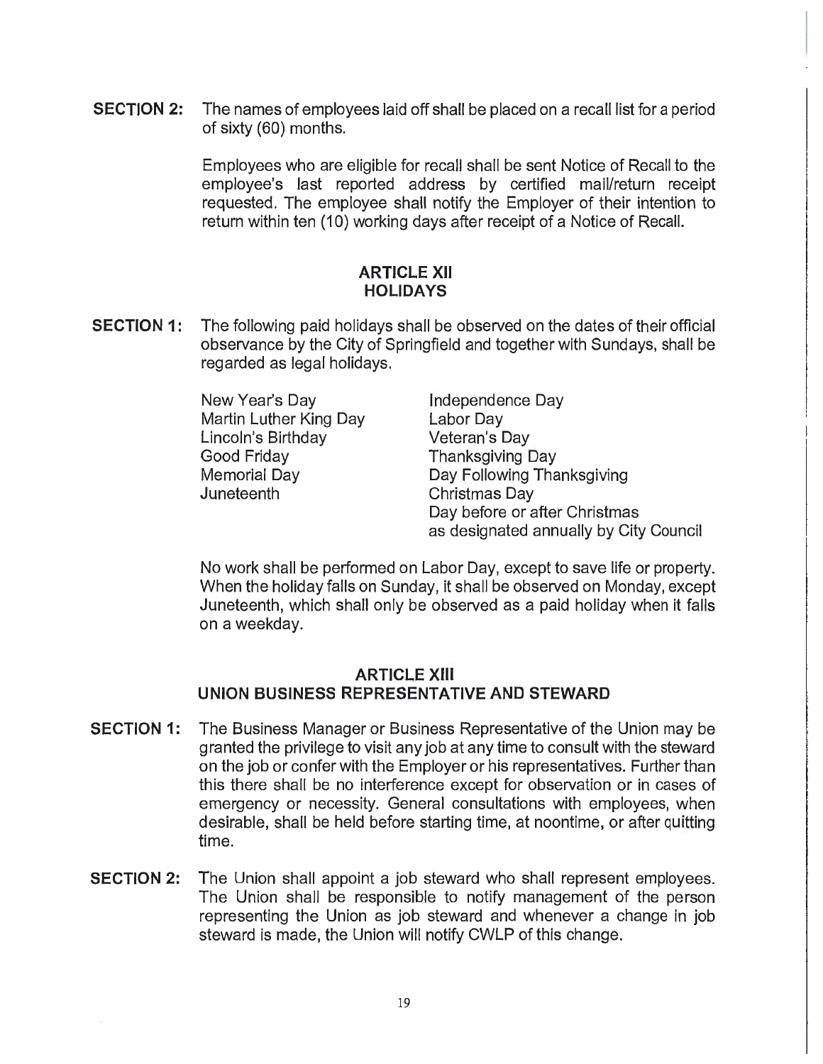**SECTION 2:** The names of employees laid off shall be placed on a recall list for a period of sixty (60) months.

Employees who are eligible for recall shall be sent Notice of Recall to the employee's last reported address by certified mail/return receipt requested. The employee shall notify the Employer of their intention to return within ten (10) working days after receipt of a Notice of Recall.

## ARTICLE XII
## HOLIDAYS

**SECTION 1:** The following paid holidays shall be observed on the dates of their official observance by the City of Springfield and together with Sundays, shall be regarded as legal holidays.

| | |
|---|---|
| New Year's Day | Independence Day |
| Martin Luther King Day | Labor Day |
| Lincoln's Birthday | Veteran's Day |
| Good Friday | Thanksgiving Day |
| Memorial Day | Day Following Thanksgiving |
| Juneteenth | Christmas Day |
| | Day before or after Christmas as designated annually by City Council |

No work shall be performed on Labor Day, except to save life or property. When the holiday falls on Sunday, it shall be observed on Monday, except Juneteenth, which shall only be observed as a paid holiday when it falls on a weekday.

## ARTICLE XIII
## UNION BUSINESS REPRESENTATIVE AND STEWARD

**SECTION 1:** The Business Manager or Business Representative of the Union may be granted the privilege to visit any job at any time to consult with the steward on the job or confer with the Employer or his representatives. Further than this there shall be no interference except for observation or in cases of emergency or necessity. General consultations with employees, when desirable, shall be held before starting time, at noontime, or after quitting time.

**SECTION 2:** The Union shall appoint a job steward who shall represent employees. The Union shall be responsible to notify management of the person representing the Union as job steward and whenever a change in job steward is made, the Union will notify CWLP of this change.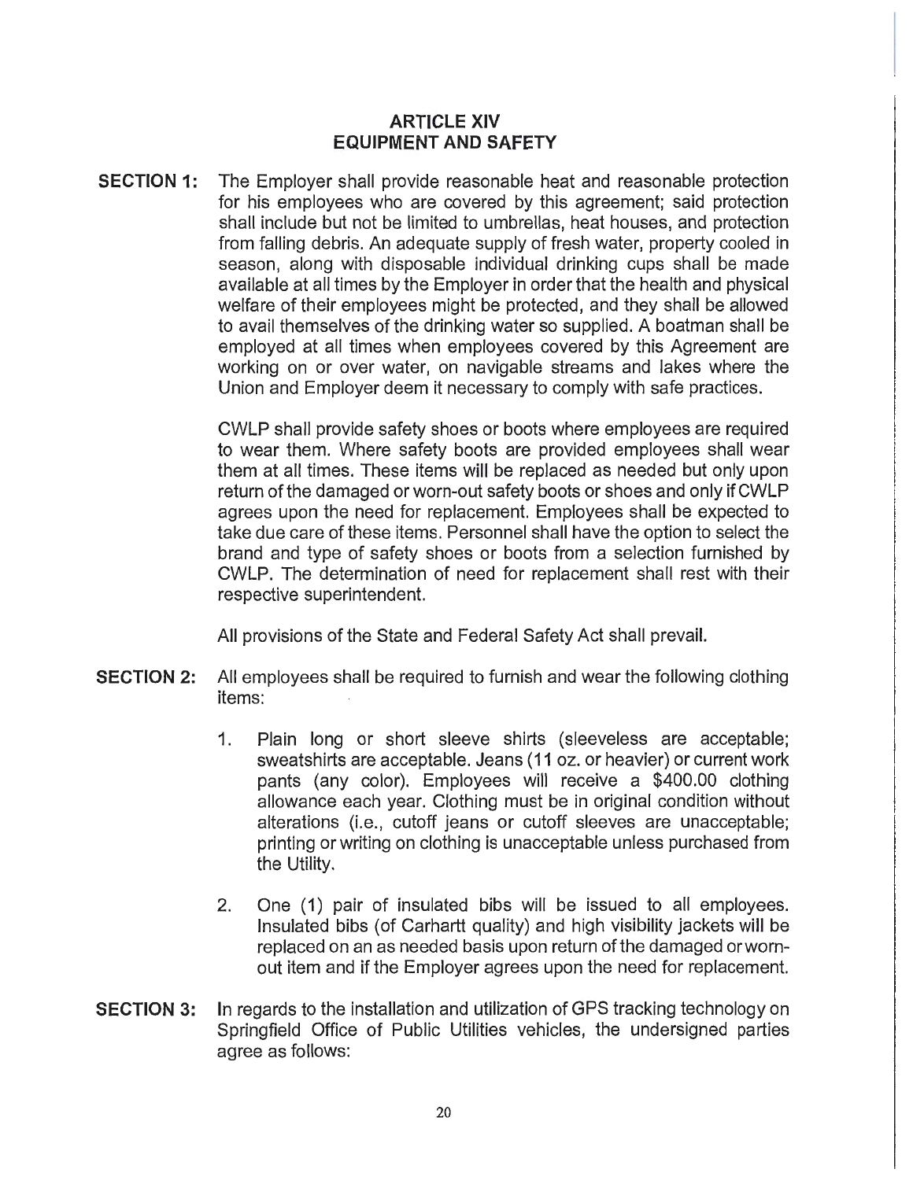## ARTICLE XIV
## EQUIPMENT AND SAFETY

**SECTION 1:** The Employer shall provide reasonable heat and reasonable protection for his employees who are covered by this agreement; said protection shall include but not be limited to umbrellas, heat houses, and protection from falling debris. An adequate supply of fresh water, property cooled in season, along with disposable individual drinking cups shall be made available at all times by the Employer in order that the health and physical welfare of their employees might be protected, and they shall be allowed to avail themselves of the drinking water so supplied. A boatman shall be employed at all times when employees covered by this Agreement are working on or over water, on navigable streams and lakes where the Union and Employer deem it necessary to comply with safe practices.

CWLP shall provide safety shoes or boots where employees are required to wear them. Where safety boots are provided employees shall wear them at all times. These items will be replaced as needed but only upon return of the damaged or worn-out safety boots or shoes and only if CWLP agrees upon the need for replacement. Employees shall be expected to take due care of these items. Personnel shall have the option to select the brand and type of safety shoes or boots from a selection furnished by CWLP. The determination of need for replacement shall rest with their respective superintendent.

All provisions of the State and Federal Safety Act shall prevail.

**SECTION 2:** All employees shall be required to furnish and wear the following clothing items:

1. Plain long or short sleeve shirts (sleeveless are acceptable; sweatshirts are acceptable. Jeans (11 oz. or heavier) or current work pants (any color). Employees will receive a $400.00 clothing allowance each year. Clothing must be in original condition without alterations (i.e., cutoff jeans or cutoff sleeves are unacceptable; printing or writing on clothing is unacceptable unless purchased from the Utility.

2. One (1) pair of insulated bibs will be issued to all employees. Insulated bibs (of Carhartt quality) and high visibility jackets will be replaced on an as needed basis upon return of the damaged or worn-out item and if the Employer agrees upon the need for replacement.

**SECTION 3:** In regards to the installation and utilization of GPS tracking technology on Springfield Office of Public Utilities vehicles, the undersigned parties agree as follows: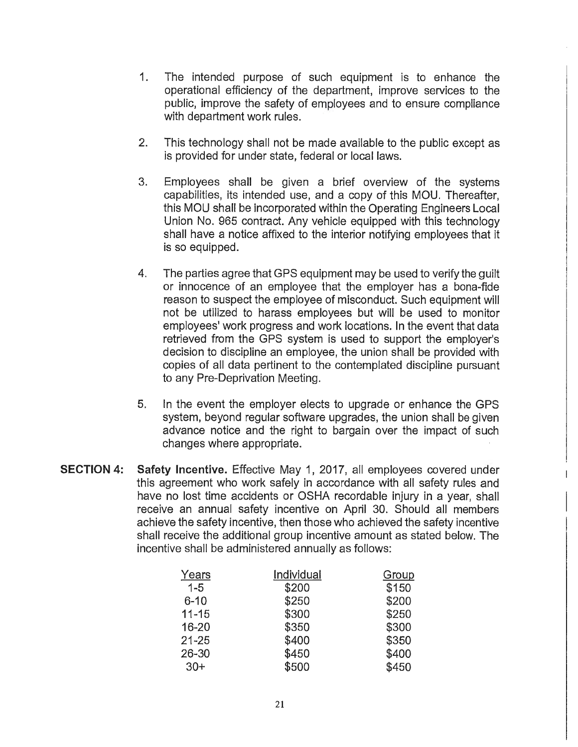1. The intended purpose of such equipment is to enhance the operational efficiency of the department, improve services to the public, improve the safety of employees and to ensure compliance with department work rules.

2. This technology shall not be made available to the public except as is provided for under state, federal or local laws.

3. Employees shall be given a brief overview of the systems capabilities, its intended use, and a copy of this MOU. Thereafter, this MOU shall be incorporated within the Operating Engineers Local Union No. 965 contract. Any vehicle equipped with this technology shall have a notice affixed to the interior notifying employees that it is so equipped.

4. The parties agree that GPS equipment may be used to verify the guilt or innocence of an employee that the employer has a bona-fide reason to suspect the employee of misconduct. Such equipment will not be utilized to harass employees but will be used to monitor employees' work progress and work locations. In the event that data retrieved from the GPS system is used to support the employer's decision to discipline an employee, the union shall be provided with copies of all data pertinent to the contemplated discipline pursuant to any Pre-Deprivation Meeting.

5. In the event the employer elects to upgrade or enhance the GPS system, beyond regular software upgrades, the union shall be given advance notice and the right to bargain over the impact of such changes where appropriate.

**SECTION 4: Safety Incentive.** Effective May 1, 2017, all employees covered under this agreement who work safely in accordance with all safety rules and have no lost time accidents or OSHA recordable injury in a year, shall receive an annual safety incentive on April 30. Should all members achieve the safety incentive, then those who achieved the safety incentive shall receive the additional group incentive amount as stated below. The incentive shall be administered annually as follows:

| Years | Individual | Group |
|---|---|---|
| 1-5 | $200 | $150 |
| 6-10 | $250 | $200 |
| 11-15 | $300 | $250 |
| 16-20 | $350 | $300 |
| 21-25 | $400 | $350 |
| 26-30 | $450 | $400 |
| 30+ | $500 | $450 |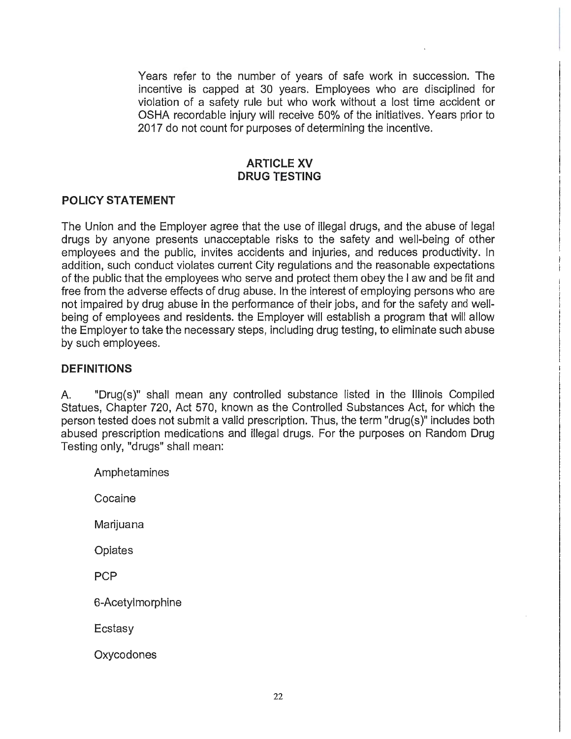Years refer to the number of years of safe work in succession. The incentive is capped at 30 years. Employees who are disciplined for violation of a safety rule but who work without a lost time accident or OSHA recordable injury will receive 50% of the initiatives. Years prior to 2017 do not count for purposes of determining the incentive.

## ARTICLE XV
## DRUG TESTING

### POLICY STATEMENT

The Union and the Employer agree that the use of illegal drugs, and the abuse of legal drugs by anyone presents unacceptable risks to the safety and well-being of other employees and the public, invites accidents and injuries, and reduces productivity. In addition, such conduct violates current City regulations and the reasonable expectations of the public that the employees who serve and protect them obey the l aw and be fit and free from the adverse effects of drug abuse. In the interest of employing persons who are not impaired by drug abuse in the performance of their jobs, and for the safety and well-being of employees and residents. the Employer will establish a program that will allow the Employer to take the necessary steps, including drug testing, to eliminate such abuse by such employees.

### DEFINITIONS

A. "Drug(s)" shall mean any controlled substance listed in the Illinois Compiled Statues, Chapter 720, Act 570, known as the Controlled Substances Act, for which the person tested does not submit a valid prescription. Thus, the term "drug(s)" includes both abused prescription medications and illegal drugs. For the purposes on Random Drug Testing only, "drugs" shall mean:

Amphetamines

Cocaine

Marijuana

Opiates

PCP

6-Acetylmorphine

Ecstasy

Oxycodones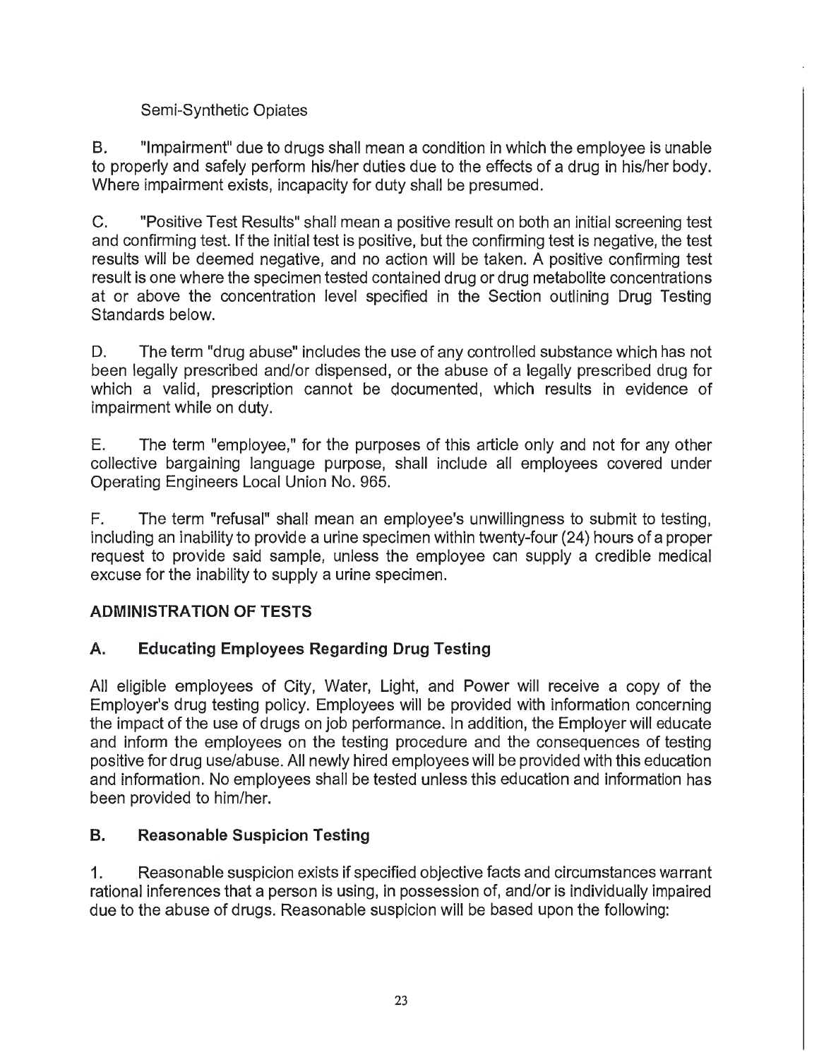Semi-Synthetic Opiates

B. "Impairment" due to drugs shall mean a condition in which the employee is unable to properly and safely perform his/her duties due to the effects of a drug in his/her body. Where impairment exists, incapacity for duty shall be presumed.

C. "Positive Test Results" shall mean a positive result on both an initial screening test and confirming test. If the initial test is positive, but the confirming test is negative, the test results will be deemed negative, and no action will be taken. A positive confirming test result is one where the specimen tested contained drug or drug metabolite concentrations at or above the concentration level specified in the Section outlining Drug Testing Standards below.

D. The term "drug abuse" includes the use of any controlled substance which has not been legally prescribed and/or dispensed, or the abuse of a legally prescribed drug for which a valid, prescription cannot be documented, which results in evidence of impairment while on duty.

E. The term "employee," for the purposes of this article only and not for any other collective bargaining language purpose, shall include all employees covered under Operating Engineers Local Union No. 965.

F. The term "refusal" shall mean an employee's unwillingness to submit to testing, including an inability to provide a urine specimen within twenty-four (24) hours of a proper request to provide said sample, unless the employee can supply a credible medical excuse for the inability to supply a urine specimen.

## ADMINISTRATION OF TESTS

### A. Educating Employees Regarding Drug Testing

All eligible employees of City, Water, Light, and Power will receive a copy of the Employer's drug testing policy. Employees will be provided with information concerning the impact of the use of drugs on job performance. In addition, the Employer will educate and inform the employees on the testing procedure and the consequences of testing positive for drug use/abuse. All newly hired employees will be provided with this education and information. No employees shall be tested unless this education and information has been provided to him/her.

### B. Reasonable Suspicion Testing

1. Reasonable suspicion exists if specified objective facts and circumstances warrant rational inferences that a person is using, in possession of, and/or is individually impaired due to the abuse of drugs. Reasonable suspicion will be based upon the following: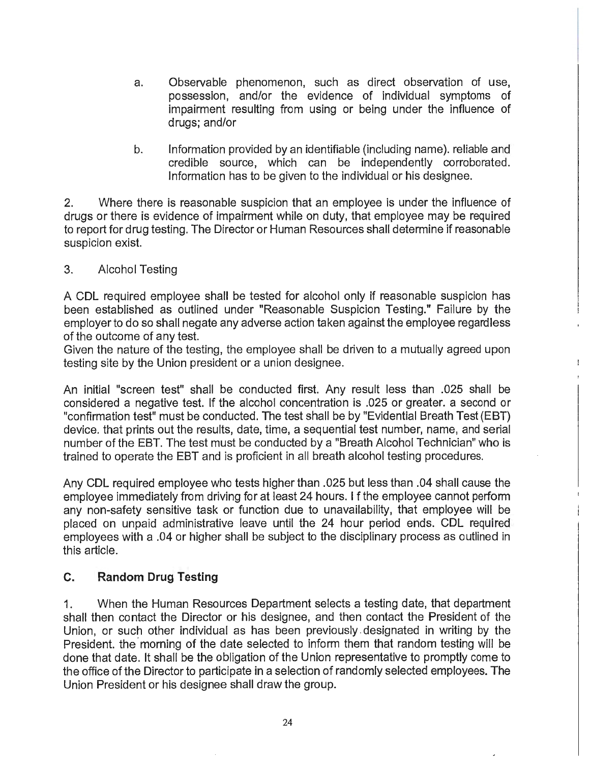a. Observable phenomenon, such as direct observation of use, possession, and/or the evidence of individual symptoms of impairment resulting from using or being under the influence of drugs; and/or

b. Information provided by an identifiable (including name). reliable and credible source, which can be independently corroborated. Information has to be given to the individual or his designee.

2. Where there is reasonable suspicion that an employee is under the influence of drugs or there is evidence of impairment while on duty, that employee may be required to report for drug testing. The Director or Human Resources shall determine if reasonable suspicion exist.

3. Alcohol Testing

A CDL required employee shall be tested for alcohol only if reasonable suspicion has been established as outlined under "Reasonable Suspicion Testing." Failure by the employer to do so shall negate any adverse action taken against the employee regardless of the outcome of any test.

Given the nature of the testing, the employee shall be driven to a mutually agreed upon testing site by the Union president or a union designee.

An initial "screen test" shall be conducted first. Any result less than .025 shall be considered a negative test. If the alcohol concentration is .025 or greater. a second or "confirmation test" must be conducted. The test shall be by "Evidential Breath Test (EBT) device. that prints out the results, date, time, a sequential test number, name, and serial number of the EBT. The test must be conducted by a "Breath Alcohol Technician" who is trained to operate the EBT and is proficient in all breath alcohol testing procedures.

Any CDL required employee who tests higher than .025 but less than .04 shall cause the employee immediately from driving for at least 24 hours. I f the employee cannot perform any non-safety sensitive task or function due to unavailability, that employee will be placed on unpaid administrative leave until the 24 hour period ends. CDL required employees with a .04 or higher shall be subject to the disciplinary process as outlined in this article.

## C. Random Drug Testing

1. When the Human Resources Department selects a testing date, that department shall then contact the Director or his designee, and then contact the President of the Union, or such other individual as has been previously designated in writing by the President. the morning of the date selected to inform them that random testing will be done that date. It shall be the obligation of the Union representative to promptly come to the office of the Director to participate in a selection of randomly selected employees. The Union President or his designee shall draw the group.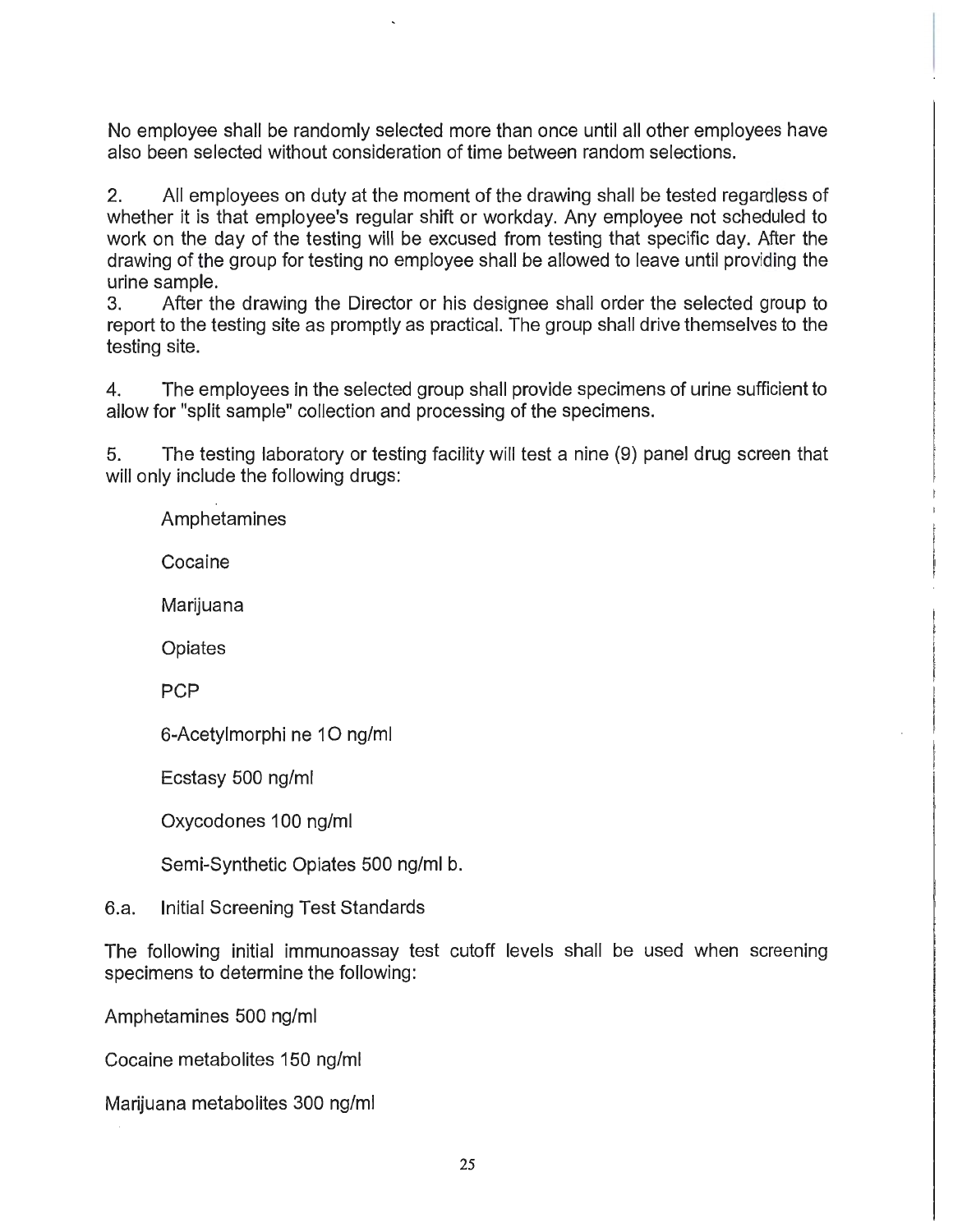No employee shall be randomly selected more than once until all other employees have also been selected without consideration of time between random selections.

2. All employees on duty at the moment of the drawing shall be tested regardless of whether it is that employee's regular shift or workday. Any employee not scheduled to work on the day of the testing will be excused from testing that specific day. After the drawing of the group for testing no employee shall be allowed to leave until providing the urine sample.

3. After the drawing the Director or his designee shall order the selected group to report to the testing site as promptly as practical. The group shall drive themselves to the testing site.

4. The employees in the selected group shall provide specimens of urine sufficient to allow for "split sample" collection and processing of the specimens.

5. The testing laboratory or testing facility will test a nine (9) panel drug screen that will only include the following drugs:

Amphetamines

Cocaine

Marijuana

Opiates

PCP

6-Acetylmorphi ne 1O ng/ml

Ecstasy 500 ng/ml

Oxycodones 100 ng/ml

Semi-Synthetic Opiates 500 ng/ml b.

6.a. Initial Screening Test Standards

The following initial immunoassay test cutoff levels shall be used when screening specimens to determine the following:

Amphetamines 500 ng/ml

Cocaine metabolites 150 ng/ml

Marijuana metabolites 300 ng/ml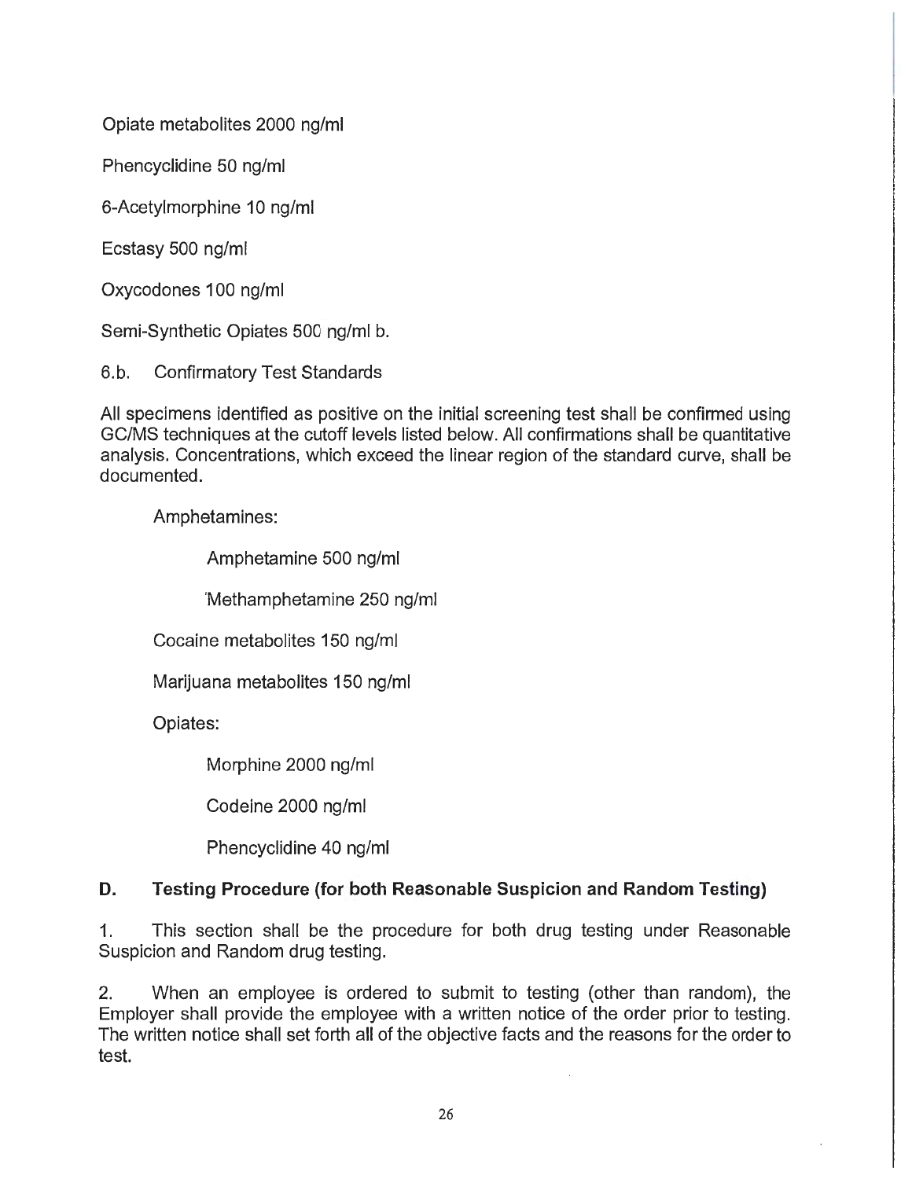Opiate metabolites 2000 ng/ml

Phencyclidine 50 ng/ml

6-Acetylmorphine 10 ng/ml

Ecstasy 500 ng/ml

Oxycodones 100 ng/ml

Semi-Synthetic Opiates 500 ng/ml b.

6.b. Confirmatory Test Standards

All specimens identified as positive on the initial screening test shall be confirmed using GC/MS techniques at the cutoff levels listed below. All confirmations shall be quantitative analysis. Concentrations, which exceed the linear region of the standard curve, shall be documented.

Amphetamines:

- Amphetamine 500 ng/ml
- Methamphetamine 250 ng/ml

Cocaine metabolites 150 ng/ml

Marijuana metabolites 150 ng/ml

Opiates:

- Morphine 2000 ng/ml
- Codeine 2000 ng/ml
- Phencyclidine 40 ng/ml

## D. Testing Procedure (for both Reasonable Suspicion and Random Testing)

1. This section shall be the procedure for both drug testing under Reasonable Suspicion and Random drug testing.

2. When an employee is ordered to submit to testing (other than random), the Employer shall provide the employee with a written notice of the order prior to testing. The written notice shall set forth all of the objective facts and the reasons for the order to test.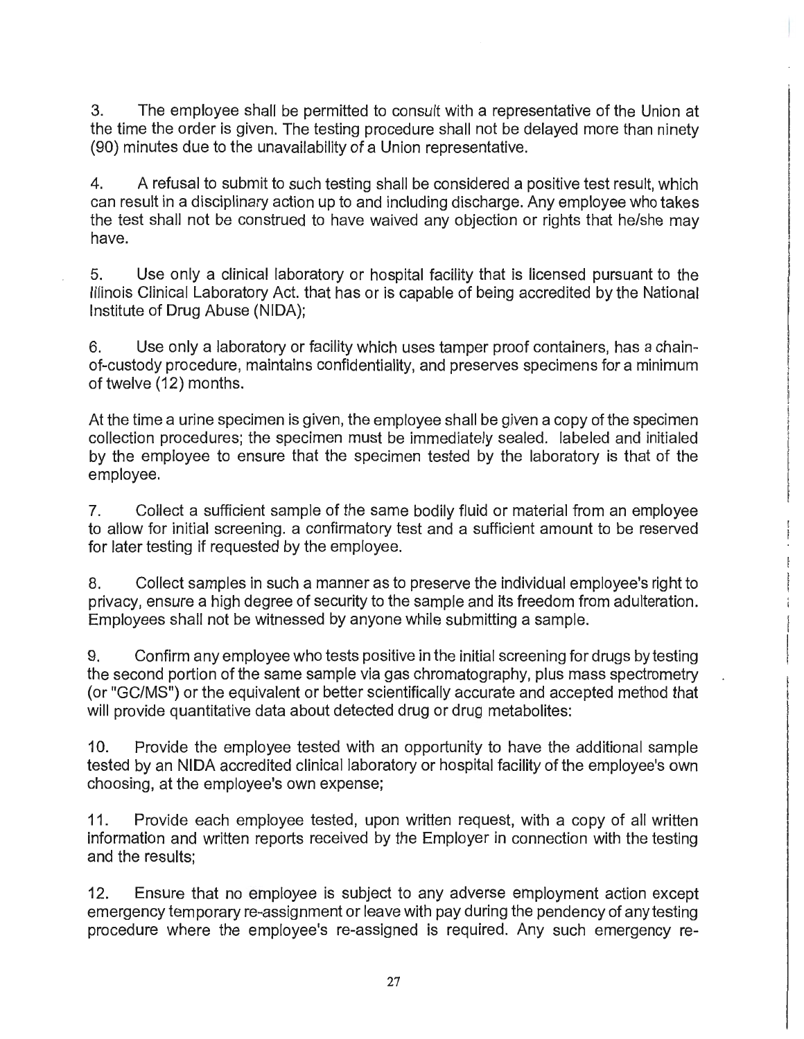3. The employee shall be permitted to consult with a representative of the Union at the time the order is given. The testing procedure shall not be delayed more than ninety (90) minutes due to the unavailability of a Union representative.

4. A refusal to submit to such testing shall be considered a positive test result, which can result in a disciplinary action up to and including discharge. Any employee who takes the test shall not be construed to have waived any objection or rights that he/she may have.

5. Use only a clinical laboratory or hospital facility that is licensed pursuant to the Illinois Clinical Laboratory Act. that has or is capable of being accredited by the National Institute of Drug Abuse (NIDA);

6. Use only a laboratory or facility which uses tamper proof containers, has a chain-of-custody procedure, maintains confidentiality, and preserves specimens for a minimum of twelve (12) months.

At the time a urine specimen is given, the employee shall be given a copy of the specimen collection procedures; the specimen must be immediately sealed. labeled and initialed by the employee to ensure that the specimen tested by the laboratory is that of the employee.

7. Collect a sufficient sample of the same bodily fluid or material from an employee to allow for initial screening. a confirmatory test and a sufficient amount to be reserved for later testing if requested by the employee.

8. Collect samples in such a manner as to preserve the individual employee's right to privacy, ensure a high degree of security to the sample and its freedom from adulteration. Employees shall not be witnessed by anyone while submitting a sample.

9. Confirm any employee who tests positive in the initial screening for drugs by testing the second portion of the same sample via gas chromatography, plus mass spectrometry (or "GC/MS") or the equivalent or better scientifically accurate and accepted method that will provide quantitative data about detected drug or drug metabolites:

10. Provide the employee tested with an opportunity to have the additional sample tested by an NIDA accredited clinical laboratory or hospital facility of the employee's own choosing, at the employee's own expense;

11. Provide each employee tested, upon written request, with a copy of all written information and written reports received by the Employer in connection with the testing and the results;

12. Ensure that no employee is subject to any adverse employment action except emergency temporary re-assignment or leave with pay during the pendency of any testing procedure where the employee's re-assigned is required. Any such emergency re-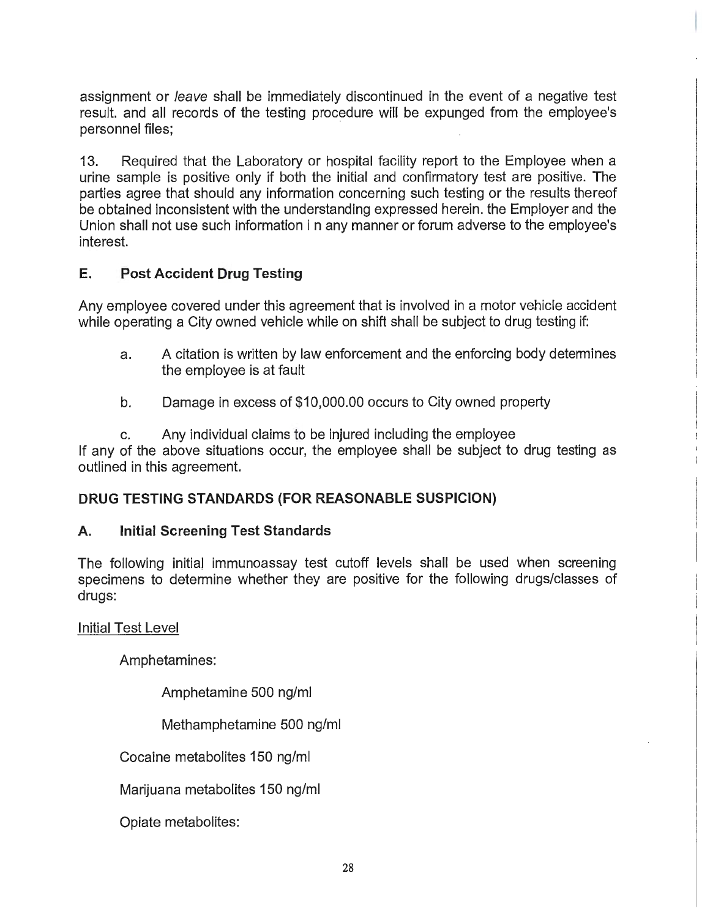assignment or *leave* shall be immediately discontinued in the event of a negative test result. and all records of the testing procedure will be expunged from the employee's personnel files;

13. Required that the Laboratory or hospital facility report to the Employee when a urine sample is positive only if both the initial and confirmatory test are positive. The parties agree that should any information concerning such testing or the results thereof be obtained inconsistent with the understanding expressed herein. the Employer and the Union shall not use such information i n any manner or forum adverse to the employee's interest.

## E. Post Accident Drug Testing

Any employee covered under this agreement that is involved in a motor vehicle accident while operating a City owned vehicle while on shift shall be subject to drug testing if:

a. A citation is written by law enforcement and the enforcing body determines the employee is at fault

b. Damage in excess of $10,000.00 occurs to City owned property

c. Any individual claims to be injured including the employee

If any of the above situations occur, the employee shall be subject to drug testing as outlined in this agreement.

## DRUG TESTING STANDARDS (FOR REASONABLE SUSPICION)

## A. Initial Screening Test Standards

The following initial immunoassay test cutoff levels shall be used when screening specimens to determine whether they are positive for the following drugs/classes of drugs:

Initial Test Level

Amphetamines:

Amphetamine 500 ng/ml

Methamphetamine 500 ng/ml

Cocaine metabolites 150 ng/ml

Marijuana metabolites 150 ng/ml

Opiate metabolites: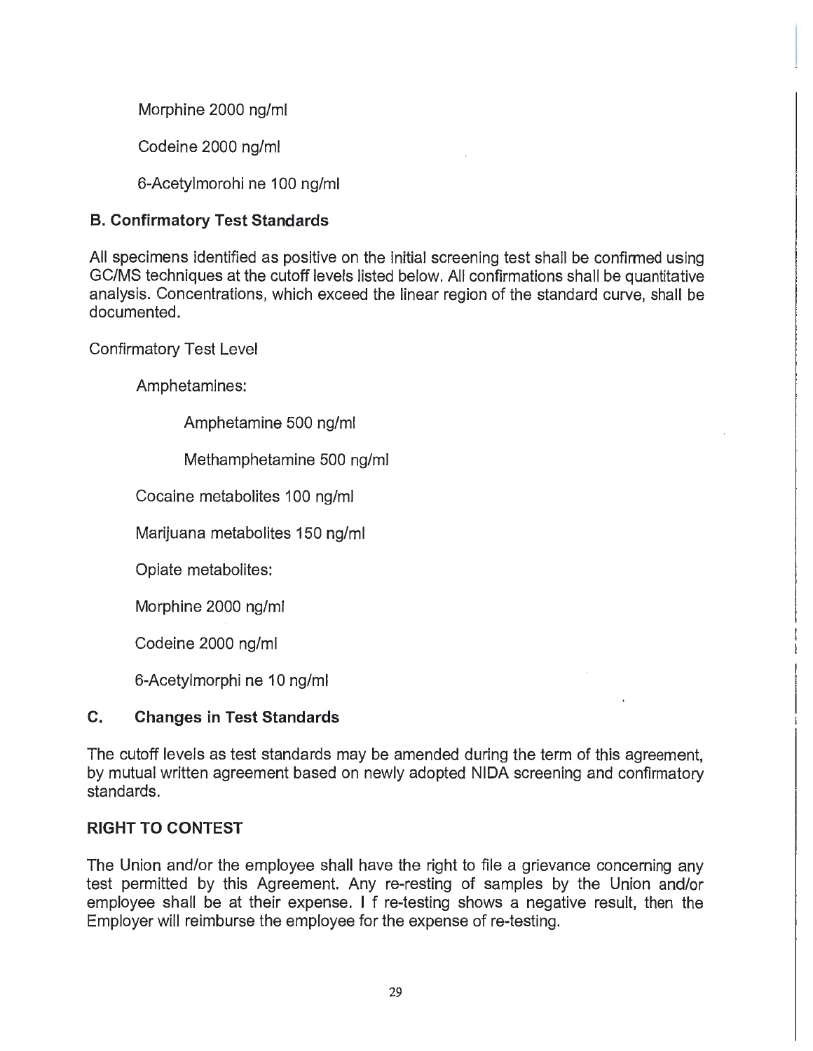Morphine 2000 ng/ml

Codeine 2000 ng/ml

6-Acetylmorohi ne 100 ng/ml

### B. Confirmatory Test Standards

All specimens identified as positive on the initial screening test shall be confirmed using GC/MS techniques at the cutoff levels listed below. All confirmations shall be quantitative analysis. Concentrations, which exceed the linear region of the standard curve, shall be documented.

Confirmatory Test Level

Amphetamines:

Amphetamine 500 ng/ml

Methamphetamine 500 ng/ml

Cocaine metabolites 100 ng/ml

Marijuana metabolites 150 ng/ml

Opiate metabolites:

Morphine 2000 ng/ml

Codeine 2000 ng/ml

6-Acetylmorphi ne 10 ng/ml

### C. Changes in Test Standards

The cutoff levels as test standards may be amended during the term of this agreement, by mutual written agreement based on newly adopted NIDA screening and confirmatory standards.

### RIGHT TO CONTEST

The Union and/or the employee shall have the right to file a grievance concerning any test permitted by this Agreement. Any re-resting of samples by the Union and/or employee shall be at their expense. I f re-testing shows a negative result, then the Employer will reimburse the employee for the expense of re-testing.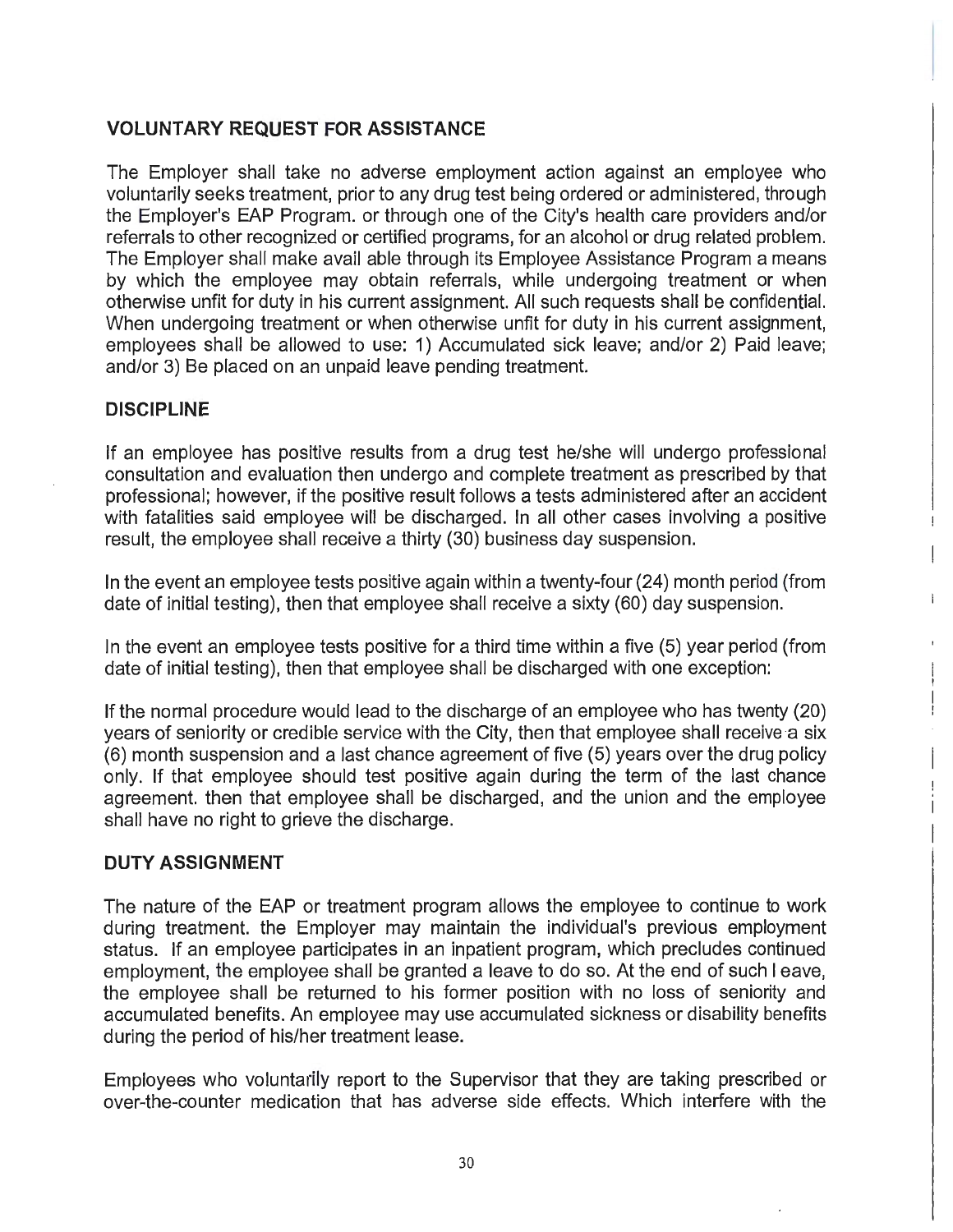## VOLUNTARY REQUEST FOR ASSISTANCE

The Employer shall take no adverse employment action against an employee who voluntarily seeks treatment, prior to any drug test being ordered or administered, through the Employer's EAP Program. or through one of the City's health care providers and/or referrals to other recognized or certified programs, for an alcohol or drug related problem. The Employer shall make avail able through its Employee Assistance Program a means by which the employee may obtain referrals, while undergoing treatment or when otherwise unfit for duty in his current assignment. All such requests shall be confidential. When undergoing treatment or when otherwise unfit for duty in his current assignment, employees shall be allowed to use: 1) Accumulated sick leave; and/or 2) Paid leave; and/or 3) Be placed on an unpaid leave pending treatment.

## DISCIPLINE

If an employee has positive results from a drug test he/she will undergo professional consultation and evaluation then undergo and complete treatment as prescribed by that professional; however, if the positive result follows a tests administered after an accident with fatalities said employee will be discharged. In all other cases involving a positive result, the employee shall receive a thirty (30) business day suspension.

In the event an employee tests positive again within a twenty-four (24) month period (from date of initial testing), then that employee shall receive a sixty (60) day suspension.

In the event an employee tests positive for a third time within a five (5) year period (from date of initial testing), then that employee shall be discharged with one exception:

If the normal procedure would lead to the discharge of an employee who has twenty (20) years of seniority or credible service with the City, then that employee shall receive a six (6) month suspension and a last chance agreement of five (5) years over the drug policy only. If that employee should test positive again during the term of the last chance agreement. then that employee shall be discharged, and the union and the employee shall have no right to grieve the discharge.

## DUTY ASSIGNMENT

The nature of the EAP or treatment program allows the employee to continue to work during treatment. the Employer may maintain the individual's previous employment status. If an employee participates in an inpatient program, which precludes continued employment, the employee shall be granted a leave to do so. At the end of such l eave, the employee shall be returned to his former position with no loss of seniority and accumulated benefits. An employee may use accumulated sickness or disability benefits during the period of his/her treatment lease.

Employees who voluntarily report to the Supervisor that they are taking prescribed or over-the-counter medication that has adverse side effects. Which interfere with the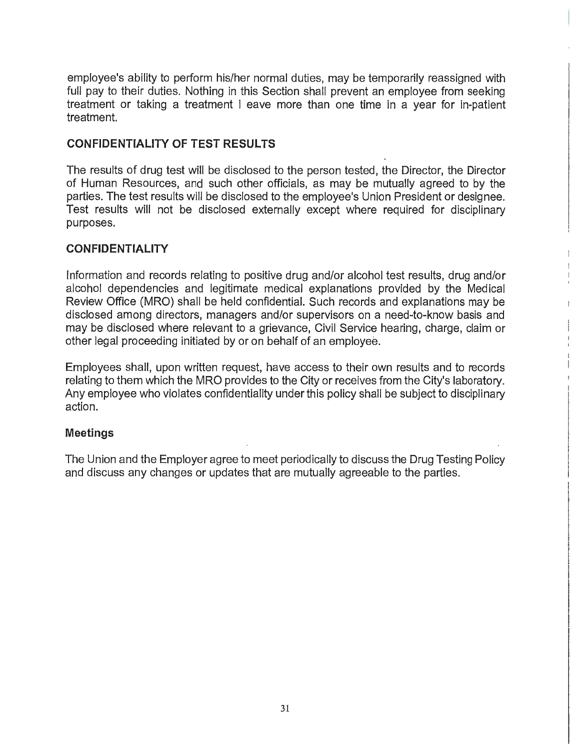employee's ability to perform his/her normal duties, may be temporarily reassigned with full pay to their duties. Nothing in this Section shall prevent an employee from seeking treatment or taking a treatment l eave more than one time in a year for in-patient treatment.

### CONFIDENTIALITY OF TEST RESULTS

The results of drug test will be disclosed to the person tested, the Director, the Director of Human Resources, and such other officials, as may be mutually agreed to by the parties. The test results will be disclosed to the employee's Union President or designee. Test results will not be disclosed externally except where required for disciplinary purposes.

### CONFIDENTIALITY

Information and records relating to positive drug and/or alcohol test results, drug and/or alcohol dependencies and legitimate medical explanations provided by the Medical Review Office (MRO) shall be held confidential. Such records and explanations may be disclosed among directors, managers and/or supervisors on a need-to-know basis and may be disclosed where relevant to a grievance, Civil Service hearing, charge, claim or other legal proceeding initiated by or on behalf of an employee.

Employees shall, upon written request, have access to their own results and to records relating to them which the MRO provides to the City or receives from the City's laboratory. Any employee who violates confidentiality under this policy shall be subject to disciplinary action.

### Meetings

The Union and the Employer agree to meet periodically to discuss the Drug Testing Policy and discuss any changes or updates that are mutually agreeable to the parties.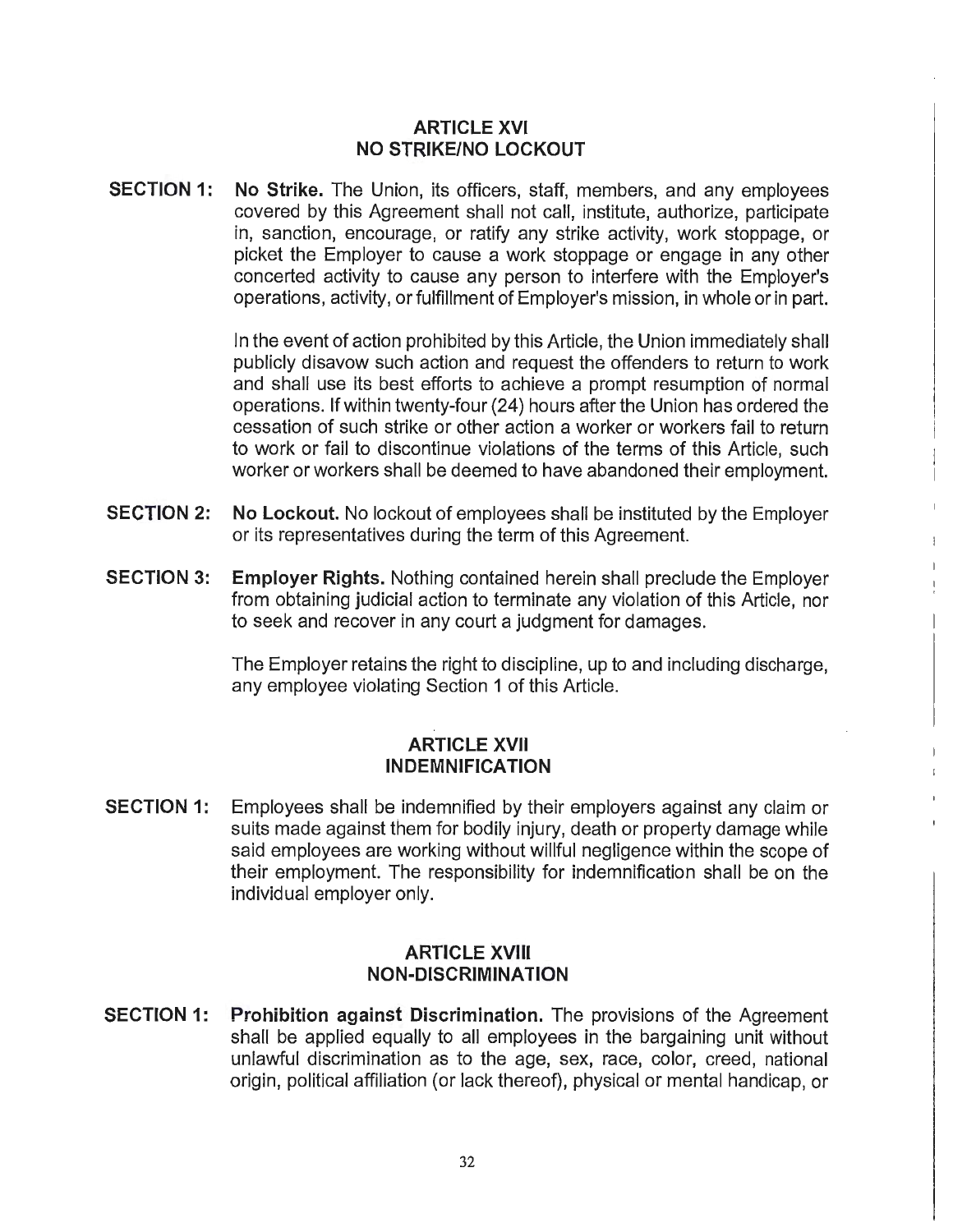## ARTICLE XVI
## NO STRIKE/NO LOCKOUT

**SECTION 1:** **No Strike.** The Union, its officers, staff, members, and any employees covered by this Agreement shall not call, institute, authorize, participate in, sanction, encourage, or ratify any strike activity, work stoppage, or picket the Employer to cause a work stoppage or engage in any other concerted activity to cause any person to interfere with the Employer's operations, activity, or fulfillment of Employer's mission, in whole or in part.

In the event of action prohibited by this Article, the Union immediately shall publicly disavow such action and request the offenders to return to work and shall use its best efforts to achieve a prompt resumption of normal operations. If within twenty-four (24) hours after the Union has ordered the cessation of such strike or other action a worker or workers fail to return to work or fail to discontinue violations of the terms of this Article, such worker or workers shall be deemed to have abandoned their employment.

**SECTION 2:** **No Lockout.** No lockout of employees shall be instituted by the Employer or its representatives during the term of this Agreement.

**SECTION 3:** **Employer Rights.** Nothing contained herein shall preclude the Employer from obtaining judicial action to terminate any violation of this Article, nor to seek and recover in any court a judgment for damages.

The Employer retains the right to discipline, up to and including discharge, any employee violating Section 1 of this Article.

## ARTICLE XVII
## INDEMNIFICATION

**SECTION 1:** Employees shall be indemnified by their employers against any claim or suits made against them for bodily injury, death or property damage while said employees are working without willful negligence within the scope of their employment. The responsibility for indemnification shall be on the individual employer only.

## ARTICLE XVIII
## NON-DISCRIMINATION

**SECTION 1:** **Prohibition against Discrimination.** The provisions of the Agreement shall be applied equally to all employees in the bargaining unit without unlawful discrimination as to the age, sex, race, color, creed, national origin, political affiliation (or lack thereof), physical or mental handicap, or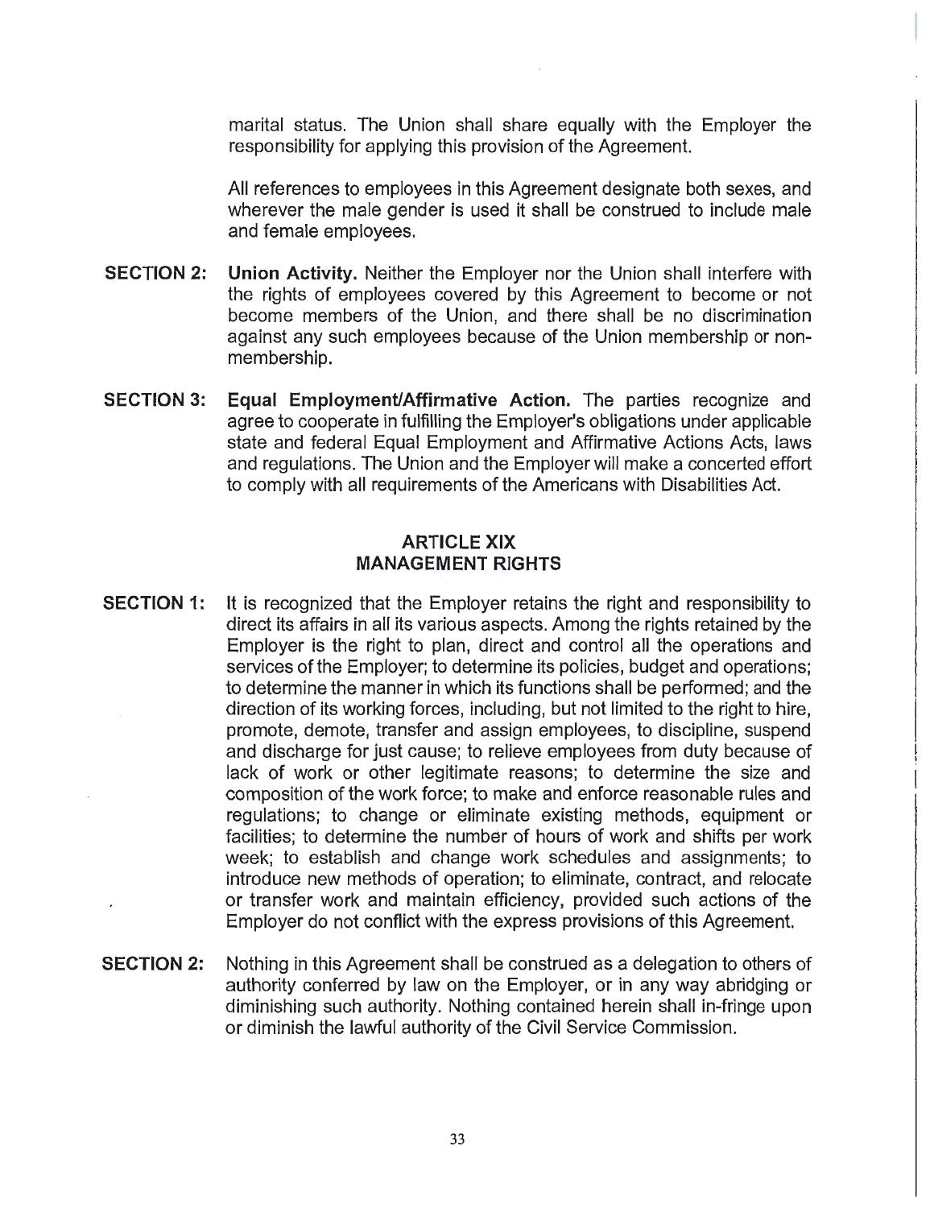marital status. The Union shall share equally with the Employer the responsibility for applying this provision of the Agreement.

All references to employees in this Agreement designate both sexes, and wherever the male gender is used it shall be construed to include male and female employees.

**SECTION 2:** **Union Activity.** Neither the Employer nor the Union shall interfere with the rights of employees covered by this Agreement to become or not become members of the Union, and there shall be no discrimination against any such employees because of the Union membership or non-membership.

**SECTION 3:** **Equal Employment/Affirmative Action.** The parties recognize and agree to cooperate in fulfilling the Employer's obligations under applicable state and federal Equal Employment and Affirmative Actions Acts, laws and regulations. The Union and the Employer will make a concerted effort to comply with all requirements of the Americans with Disabilities Act.

## ARTICLE XIX
## MANAGEMENT RIGHTS

**SECTION 1:** It is recognized that the Employer retains the right and responsibility to direct its affairs in all its various aspects. Among the rights retained by the Employer is the right to plan, direct and control all the operations and services of the Employer; to determine its policies, budget and operations; to determine the manner in which its functions shall be performed; and the direction of its working forces, including, but not limited to the right to hire, promote, demote, transfer and assign employees, to discipline, suspend and discharge for just cause; to relieve employees from duty because of lack of work or other legitimate reasons; to determine the size and composition of the work force; to make and enforce reasonable rules and regulations; to change or eliminate existing methods, equipment or facilities; to determine the number of hours of work and shifts per work week; to establish and change work schedules and assignments; to introduce new methods of operation; to eliminate, contract, and relocate or transfer work and maintain efficiency, provided such actions of the Employer do not conflict with the express provisions of this Agreement.

**SECTION 2:** Nothing in this Agreement shall be construed as a delegation to others of authority conferred by law on the Employer, or in any way abridging or diminishing such authority. Nothing contained herein shall in-fringe upon or diminish the lawful authority of the Civil Service Commission.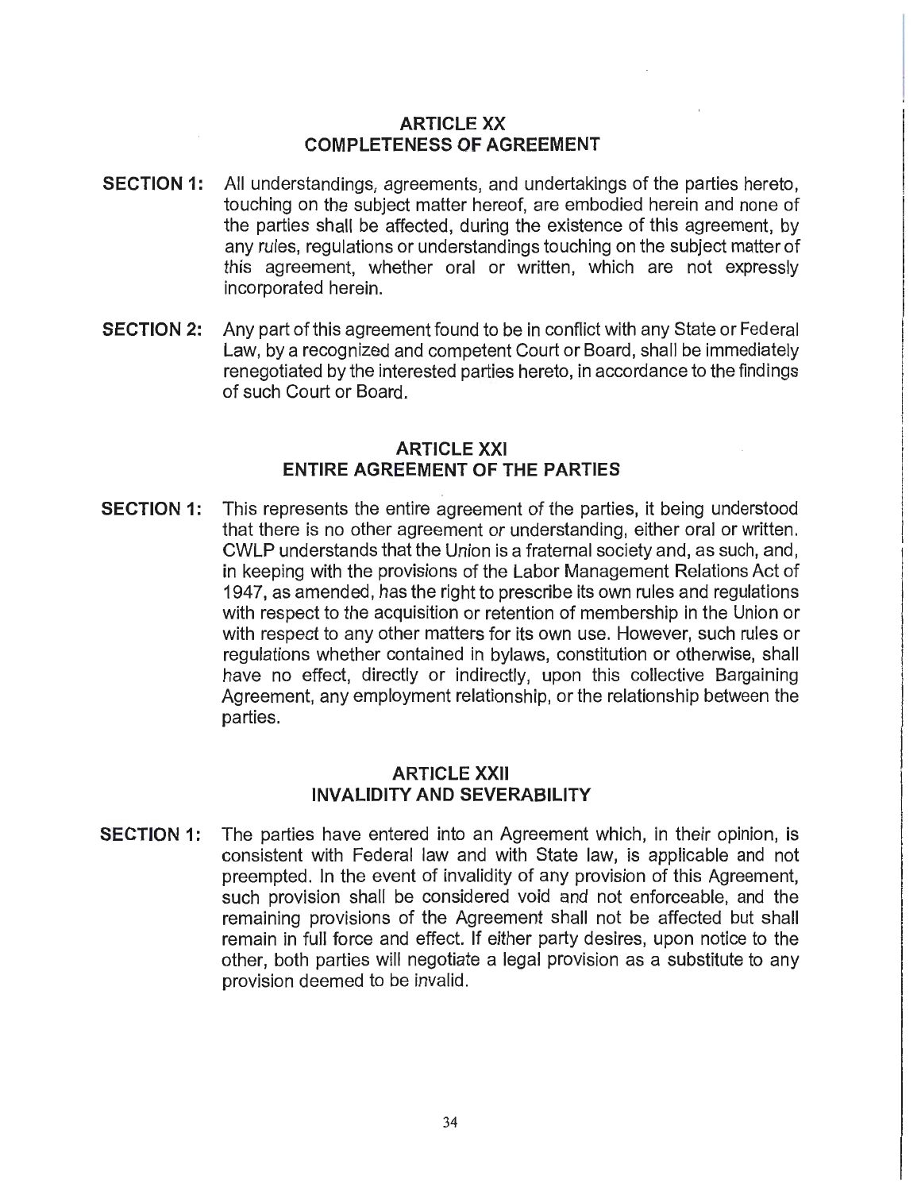## ARTICLE XX
## COMPLETENESS OF AGREEMENT

**SECTION 1:** All understandings, agreements, and undertakings of the parties hereto, touching on the subject matter hereof, are embodied herein and none of the parties shall be affected, during the existence of this agreement, by any rules, regulations or understandings touching on the subject matter of this agreement, whether oral or written, which are not expressly incorporated herein.

**SECTION 2:** Any part of this agreement found to be in conflict with any State or Federal Law, by a recognized and competent Court or Board, shall be immediately renegotiated by the interested parties hereto, in accordance to the findings of such Court or Board.

## ARTICLE XXI
## ENTIRE AGREEMENT OF THE PARTIES

**SECTION 1:** This represents the entire agreement of the parties, it being understood that there is no other agreement or understanding, either oral or written. CWLP understands that the Union is a fraternal society and, as such, and, in keeping with the provisions of the Labor Management Relations Act of 1947, as amended, has the right to prescribe its own rules and regulations with respect to the acquisition or retention of membership in the Union or with respect to any other matters for its own use. However, such rules or regulations whether contained in bylaws, constitution or otherwise, shall have no effect, directly or indirectly, upon this collective Bargaining Agreement, any employment relationship, or the relationship between the parties.

## ARTICLE XXII
## INVALIDITY AND SEVERABILITY

**SECTION 1:** The parties have entered into an Agreement which, in their opinion, is consistent with Federal law and with State law, is applicable and not preempted. In the event of invalidity of any provision of this Agreement, such provision shall be considered void and not enforceable, and the remaining provisions of the Agreement shall not be affected but shall remain in full force and effect. If either party desires, upon notice to the other, both parties will negotiate a legal provision as a substitute to any provision deemed to be invalid.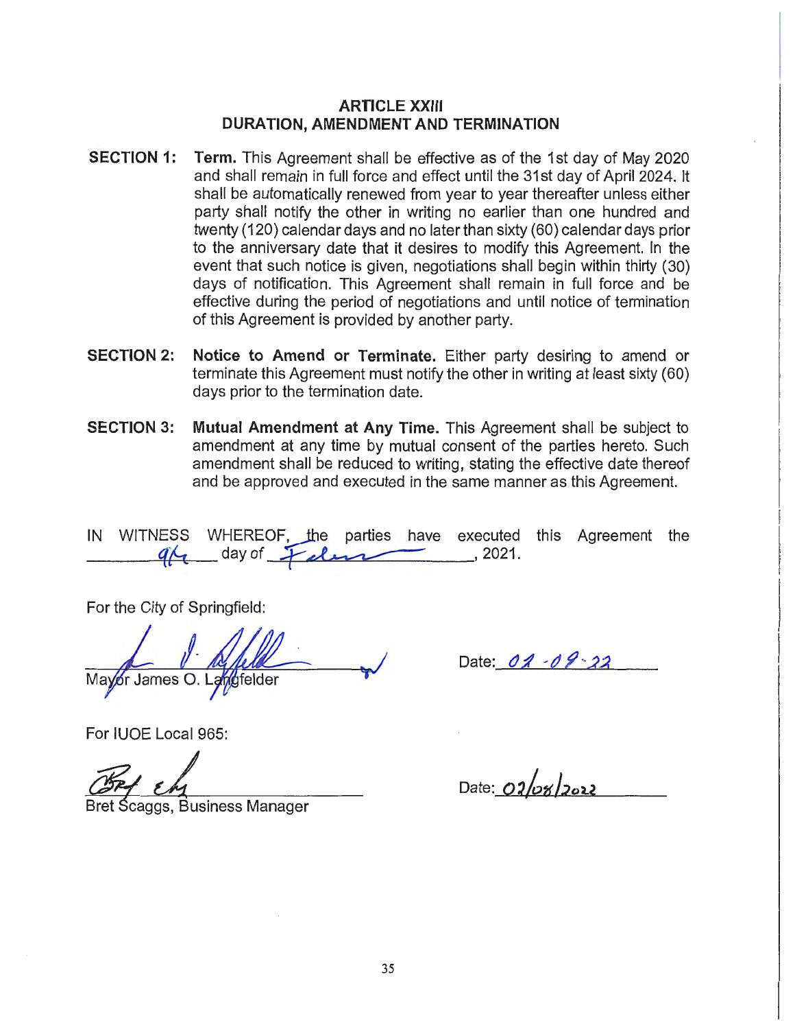## ARTICLE XXIII
## DURATION, AMENDMENT AND TERMINATION

**SECTION 1:** **Term.** This Agreement shall be effective as of the 1st day of May 2020 and shall remain in full force and effect until the 31st day of April 2024. It shall be automatically renewed from year to year thereafter unless either party shall notify the other in writing no earlier than one hundred and twenty (120) calendar days and no later than sixty (60) calendar days prior to the anniversary date that it desires to modify this Agreement. In the event that such notice is given, negotiations shall begin within thirty (30) days of notification. This Agreement shall remain in full force and be effective during the period of negotiations and until notice of termination of this Agreement is provided by another party.

**SECTION 2:** **Notice to Amend or Terminate.** Either party desiring to amend or terminate this Agreement must notify the other in writing at least sixty (60) days prior to the termination date.

**SECTION 3:** **Mutual Amendment at Any Time.** This Agreement shall be subject to amendment at any time by mutual consent of the parties hereto. Such amendment shall be reduced to writing, stating the effective date thereof and be approved and executed in the same manner as this Agreement.

IN WITNESS WHEREOF, the parties have executed this Agreement the 9th day of Febru, 2021.

For the City of Springfield:

Mayor James O. Langfelder — Date: 02-09-22

For IUOE Local 965:

Bret Scaggs, Business Manager — Date: 02/08/2022